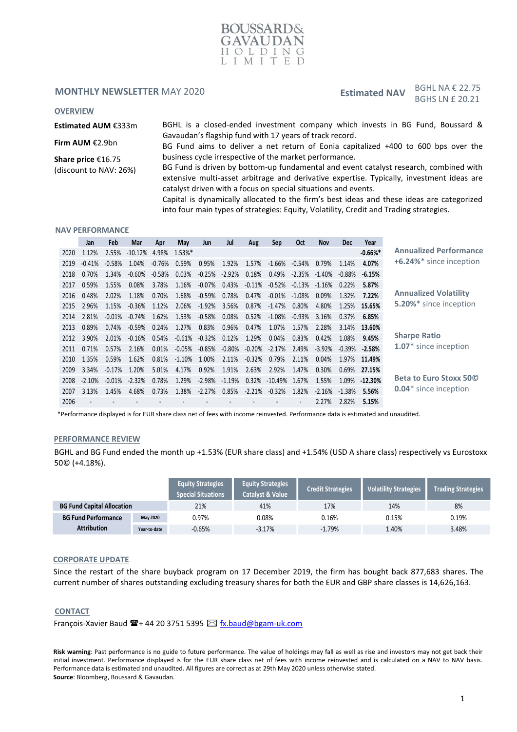BOUSSARD & GAVAUDAN HOLDING LIMITED

## MONTHLY NEWSLETTER MAY 2020

**Estimated NAV** BGHL NA € 22.75 BGHS LN £ 20.21

### OVERVIEW

**Estimated AUM** €333m

**Firm AUM** €2.9bn

**Share price** €16.75 (discount to NAV: 26%)

BGHL is a closed-ended investment company which invests in BG Fund, Boussard & Gavaudan's flagship fund with 17 years of track record.
BG Fund aims to deliver a net return of Eonia capitalized +400 to 600 bps over the business cycle irrespective of the market performance.
BG Fund is driven by bottom-up fundamental and event catalyst research, combined with extensive multi-asset arbitrage and derivative expertise. Typically, investment ideas are catalyst driven with a focus on special situations and events.
Capital is dynamically allocated to the firm's best ideas and these ideas are categorized into four main types of strategies: Equity, Volatility, Credit and Trading strategies.

### NAV PERFORMANCE

| | Jan | Feb | Mar | Apr | May | Jun | Jul | Aug | Sep | Oct | Nov | Dec | Year |
|---|---|---|---|---|---|---|---|---|---|---|---|---|---|
| 2020 | 1.12% | 2.55% | -10.12% | 4.98% | 1.53%* | | | | | | | | **-0.66%*** |
| 2019 | -0.41% | -0.58% | 1.04% | -0.76% | 0.59% | 0.95% | 1.92% | 1.57% | -1.66% | -0.54% | 0.79% | 1.14% | **4.07%** |
| 2018 | 0.70% | 1.34% | -0.60% | -0.58% | 0.03% | -0.25% | -2.92% | 0.18% | 0.49% | -2.35% | -1.40% | -0.88% | **-6.15%** |
| 2017 | 0.59% | 1.55% | 0.08% | 3.78% | 1.16% | -0.07% | 0.43% | -0.11% | -0.52% | -0.13% | -1.16% | 0.22% | **5.87%** |
| 2016 | 0.48% | 2.02% | 1.18% | 0.70% | 1.68% | -0.59% | 0.78% | 0.47% | -0.01% | -1.08% | 0.09% | 1.32% | **7.22%** |
| 2015 | 2.96% | 1.15% | -0.36% | 1.12% | 2.06% | -1.92% | 3.56% | 0.87% | -1.47% | 0.80% | 4.80% | 1.25% | **15.65%** |
| 2014 | 2.81% | -0.01% | -0.74% | 1.62% | 1.53% | -0.58% | 0.08% | 0.52% | -1.08% | -0.93% | 3.16% | 0.37% | **6.85%** |
| 2013 | 0.89% | 0.74% | -0.59% | 0.24% | 1.27% | 0.83% | 0.96% | 0.47% | 1.07% | 1.57% | 2.28% | 3.14% | **13.60%** |
| 2012 | 3.90% | 2.01% | -0.16% | 0.54% | -0.61% | -0.32% | 0.12% | 1.29% | 0.04% | 0.83% | 0.42% | 1.08% | **9.45%** |
| 2011 | 0.71% | 0.57% | 2.16% | 0.01% | -0.05% | -0.85% | -0.80% | -0.20% | -2.17% | 2.49% | -3.92% | -0.39% | **-2.58%** |
| 2010 | 1.35% | 0.59% | 1.62% | 0.81% | -1.10% | 1.00% | 2.11% | -0.32% | 0.79% | 2.11% | 0.04% | 1.97% | **11.49%** |
| 2009 | 3.34% | -0.17% | 1.20% | 5.01% | 4.17% | 0.92% | 1.91% | 2.63% | 2.92% | 1.47% | 0.30% | 0.69% | **27.15%** |
| 2008 | -2.10% | -0.01% | -2.32% | 0.78% | 1.29% | -2.98% | -1.19% | 0.32% | -10.49% | 1.67% | 1.55% | 1.09% | **-12.30%** |
| 2007 | 3.13% | 1.45% | 4.68% | 0.73% | 1.38% | -2.27% | 0.85% | -2.21% | -0.32% | 1.82% | -2.16% | -1.38% | **5.56%** |
| 2006 | - | - | - | - | - | - | - | - | - | - | 2.27% | 2.82% | **5.15%** |

**Annualized Performance**
**+6.24%*** since inception

**Annualized Volatility**
**5.20%*** since inception

**Sharpe Ratio**
**1.07*** since inception

**Beta to Euro Stoxx 50©**
**0.04*** since inception

*Performance displayed is for EUR share class net of fees with income reinvested. Performance data is estimated and unaudited.

### PERFORMANCE REVIEW

BGHL and BG Fund ended the month up +1.53% (EUR share class) and +1.54% (USD A share class) respectively vs Eurostoxx 50© (+4.18%).

| | | Equity Strategies Special Situations | Equity Strategies Catalyst & Value | Credit Strategies | Volatility Strategies | Trading Strategies |
|---|---|---|---|---|---|---|
| **BG Fund Capital Allocation** | | 21% | 41% | 17% | 14% | 8% |
| **BG Fund Performance Attribution** | May 2020 | 0.97% | 0.08% | 0.16% | 0.15% | 0.19% |
| | Year-to-date | -0.65% | -3.17% | -1.79% | 1.40% | 3.48% |

### CORPORATE UPDATE

Since the restart of the share buyback program on 17 December 2019, the firm has bought back 877,683 shares. The current number of shares outstanding excluding treasury shares for both the EUR and GBP share classes is 14,626,163.

### CONTACT

François-Xavier Baud ☎+ 44 20 3751 5395 ✉ fx.baud@bgam-uk.com

**Risk warning**: Past performance is no guide to future performance. The value of holdings may fall as well as rise and investors may not get back their initial investment. Performance displayed is for the EUR share class net of fees with income reinvested and is calculated on a NAV to NAV basis. Performance data is estimated and unaudited. All figures are correct as at 29th May 2020 unless otherwise stated.
**Source**: Bloomberg, Boussard & Gavaudan.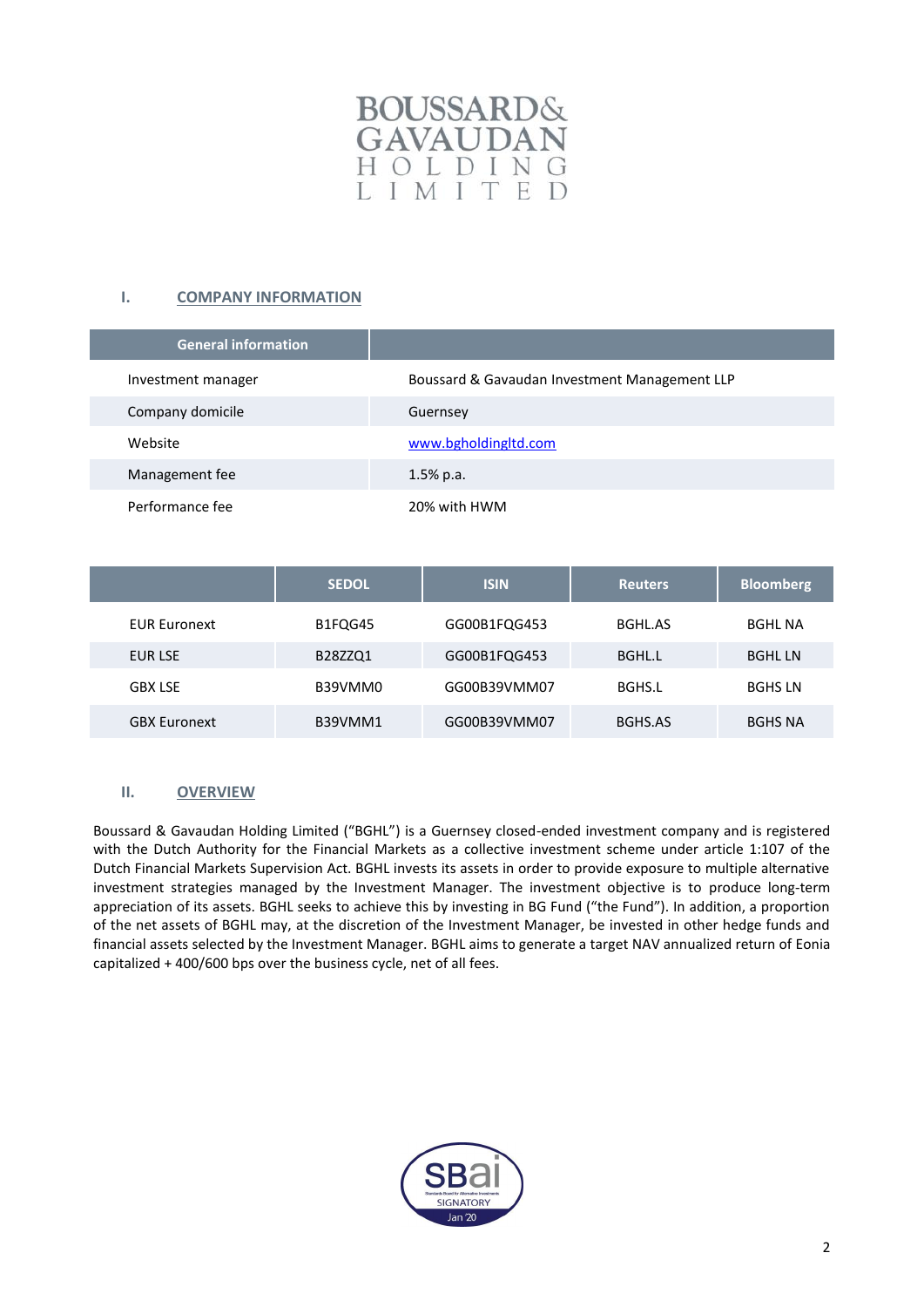BOUSSARD& GAVAUDAN HOLDING LIMITED

## I. COMPANY INFORMATION

| General information | |
|---|---|
| Investment manager | Boussard & Gavaudan Investment Management LLP |
| Company domicile | Guernsey |
| Website | www.bgholdingltd.com |
| Management fee | 1.5% p.a. |
| Performance fee | 20% with HWM |

| | SEDOL | ISIN | Reuters | Bloomberg |
|---|---|---|---|---|
| EUR Euronext | B1FQG45 | GG00B1FQG453 | BGHL.AS | BGHL NA |
| EUR LSE | B28ZZQ1 | GG00B1FQG453 | BGHL.L | BGHL LN |
| GBX LSE | B39VMM0 | GG00B39VMM07 | BGHS.L | BGHS LN |
| GBX Euronext | B39VMM1 | GG00B39VMM07 | BGHS.AS | BGHS NA |

## II. OVERVIEW

Boussard & Gavaudan Holding Limited ("BGHL") is a Guernsey closed-ended investment company and is registered with the Dutch Authority for the Financial Markets as a collective investment scheme under article 1:107 of the Dutch Financial Markets Supervision Act. BGHL invests its assets in order to provide exposure to multiple alternative investment strategies managed by the Investment Manager. The investment objective is to produce long-term appreciation of its assets. BGHL seeks to achieve this by investing in BG Fund ("the Fund"). In addition, a proportion of the net assets of BGHL may, at the discretion of the Investment Manager, be invested in other hedge funds and financial assets selected by the Investment Manager. BGHL aims to generate a target NAV annualized return of Eonia capitalized + 400/600 bps over the business cycle, net of all fees.

SBai Standards Board for Alternative Investments SIGNATORY Jan '20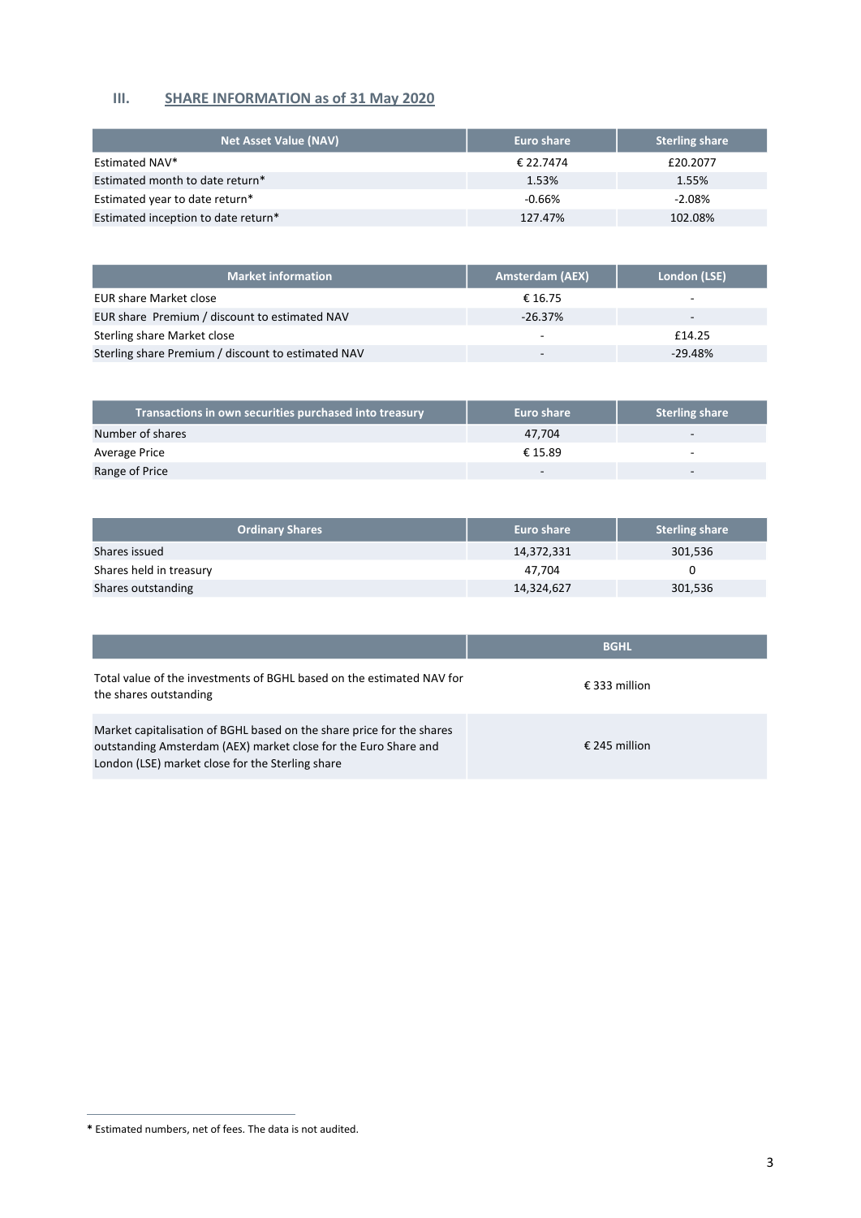## III. SHARE INFORMATION as of 31 May 2020

| Net Asset Value (NAV) | Euro share | Sterling share |
|---|---|---|
| Estimated NAV* | € 22.7474 | £20.2077 |
| Estimated month to date return* | 1.53% | 1.55% |
| Estimated year to date return* | -0.66% | -2.08% |
| Estimated inception to date return* | 127.47% | 102.08% |

| Market information | Amsterdam (AEX) | London (LSE) |
|---|---|---|
| EUR share Market close | € 16.75 | - |
| EUR share Premium / discount to estimated NAV | -26.37% | - |
| Sterling share Market close | - | £14.25 |
| Sterling share Premium / discount to estimated NAV | - | -29.48% |

| Transactions in own securities purchased into treasury | Euro share | Sterling share |
|---|---|---|
| Number of shares | 47,704 | - |
| Average Price | € 15.89 | - |
| Range of Price | - | - |

| Ordinary Shares | Euro share | Sterling share |
|---|---|---|
| Shares issued | 14,372,331 | 301,536 |
| Shares held in treasury | 47,704 | 0 |
| Shares outstanding | 14,324,627 | 301,536 |

| | BGHL |
|---|---|
| Total value of the investments of BGHL based on the estimated NAV for the shares outstanding | € 333 million |
| Market capitalisation of BGHL based on the share price for the shares outstanding Amsterdam (AEX) market close for the Euro Share and London (LSE) market close for the Sterling share | € 245 million |

* Estimated numbers, net of fees. The data is not audited.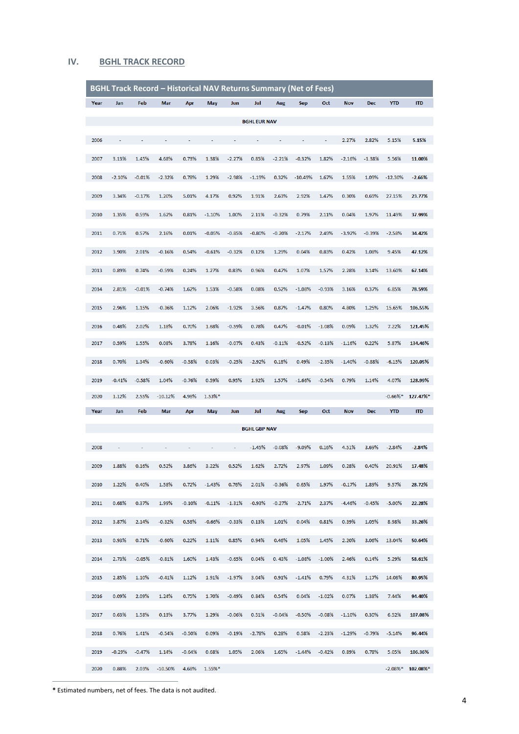## IV. BGHL TRACK RECORD

| BGHL Track Record – Historical NAV Returns Summary (Net of Fees) | | | | | | | | | | | | | | |
|---|---|---|---|---|---|---|---|---|---|---|---|---|---|---|
| Year | Jan | Feb | Mar | Apr | May | Jun | Jul | Aug | Sep | Oct | Nov | Dec | YTD | ITD |
| | | | | | | | **BGHL EUR NAV** | | | | | | | |
| 2006 | - | - | - | - | - | - | - | - | - | - | 2.27% | 2.82% | 5.15% | **5.15%** |
| 2007 | 3.13% | 1.45% | 4.68% | 0.73% | 1.38% | -2.27% | 0.85% | -2.21% | -0.32% | 1.82% | -2.16% | -1.38% | 5.56% | **11.00%** |
| 2008 | -2.10% | -0.01% | -2.32% | 0.78% | 1.29% | -2.98% | -1.19% | 0.32% | -10.49% | 1.67% | 1.55% | 1.09% | -12.30% | **-2.66%** |
| 2009 | 3.34% | -0.17% | 1.20% | 5.01% | 4.17% | 0.92% | 1.91% | 2.63% | 2.92% | 1.47% | 0.30% | 0.69% | 27.15% | **23.77%** |
| 2010 | 1.35% | 0.59% | 1.62% | 0.81% | -1.10% | 1.00% | 2.11% | -0.32% | 0.79% | 2.11% | 0.04% | 1.97% | 11.49% | **37.99%** |
| 2011 | 0.71% | 0.57% | 2.16% | 0.01% | -0.05% | -0.85% | -0.80% | -0.20% | -2.17% | 2.49% | -3.92% | -0.39% | -2.58% | **34.42%** |
| 2012 | 3.90% | 2.01% | -0.16% | 0.54% | -0.61% | -0.32% | 0.12% | 1.29% | 0.04% | 0.83% | 0.42% | 1.08% | 9.45% | **47.12%** |
| 2013 | 0.89% | 0.74% | -0.59% | 0.24% | 1.27% | 0.83% | 0.96% | 0.47% | 1.07% | 1.57% | 2.28% | 3.14% | 13.60% | **67.14%** |
| 2014 | 2.81% | -0.01% | -0.74% | 1.62% | 1.53% | -0.58% | 0.08% | 0.52% | -1.08% | -0.93% | 3.16% | 0.37% | 6.85% | **78.59%** |
| 2015 | 2.96% | 1.15% | -0.36% | 1.12% | 2.06% | -1.92% | 3.56% | 0.87% | -1.47% | 0.80% | 4.80% | 1.25% | 15.65% | **106.55%** |
| 2016 | 0.48% | 2.02% | 1.18% | 0.70% | 1.68% | -0.59% | 0.78% | 0.47% | -0.01% | -1.08% | 0.09% | 1.32% | 7.22% | **121.45%** |
| 2017 | 0.59% | 1.55% | 0.08% | 3.78% | 1.16% | -0.07% | 0.43% | -0.11% | -0.52% | -0.13% | -1.16% | 0.22% | 5.87% | **134.46%** |
| 2018 | 0.70% | 1.34% | -0.60% | -0.58% | 0.03% | -0.25% | -2.92% | 0.18% | 0.49% | -2.35% | -1.40% | -0.88% | -6.15% | **120.05%** |
| 2019 | -0.41% | -0.58% | 1.04% | -0.76% | 0.59% | 0.95% | 1.92% | 1.57% | -1.66% | -0.54% | 0.79% | 1.14% | 4.07% | **128.99%** |
| 2020 | 1.12% | 2.55% | -10.12% | 4.98% | 1.53%* | | | | | | | | -0.66%* | **127.47%*** |
| Year | Jan | Feb | Mar | Apr | May | Jun | Jul | Aug | Sep | Oct | Nov | Dec | YTD | ITD |
| | | | | | | | **BGHL GBP NAV** | | | | | | | |
| 2008 | - | - | - | - | - | - | -1.45% | -0.08% | -9.09% | 0.16% | 4.51% | 3.69% | -2.84% | **-2.84%** |
| 2009 | 1.88% | 0.16% | 0.52% | 3.86% | 3.22% | 0.52% | 1.62% | 2.72% | 2.97% | 1.09% | 0.28% | 0.40% | 20.91% | **17.48%** |
| 2010 | 1.22% | 0.40% | 1.58% | 0.72% | -1.43% | 0.76% | 2.01% | -0.36% | 0.65% | 1.97% | -0.17% | 1.89% | 9.57% | **28.72%** |
| 2011 | 0.68% | 0.37% | 1.99% | -0.10% | -0.11% | -1.31% | -0.93% | -0.27% | -2.71% | 2.37% | -4.46% | -0.45% | -5.00% | **22.28%** |
| 2012 | 3.87% | 2.14% | -0.32% | 0.58% | -0.66% | -0.33% | 0.13% | 1.01% | 0.04% | 0.81% | 0.39% | 1.05% | 8.98% | **33.26%** |
| 2013 | 0.93% | 0.71% | -0.60% | 0.22% | 1.11% | 0.85% | 0.94% | 0.46% | 1.05% | 1.45% | 2.20% | 3.06% | 13.04% | **50.64%** |
| 2014 | 2.73% | -0.05% | -0.81% | 1.60% | 1.43% | -0.65% | 0.04% | 0.43% | -1.08% | -1.00% | 2.46% | 0.14% | 5.29% | **58.61%** |
| 2015 | 2.85% | 1.10% | -0.41% | 1.12% | 1.91% | -1.97% | 3.04% | 0.91% | -1.41% | 0.79% | 4.31% | 1.17% | 14.08% | **80.95%** |
| 2016 | 0.09% | 2.09% | 1.24% | 0.75% | 1.70% | -0.49% | 0.84% | 0.54% | 0.04% | -1.02% | 0.07% | 1.38% | 7.44% | **94.40%** |
| 2017 | 0.63% | 1.58% | 0.13% | 3.77% | 1.29% | -0.06% | 0.51% | -0.04% | -0.50% | -0.08% | -1.10% | 0.30% | 6.52% | **107.08%** |
| 2018 | 0.76% | 1.41% | -0.54% | -0.50% | 0.09% | -0.19% | -2.78% | 0.28% | 0.58% | -2.23% | -1.29% | -0.79% | -5.14% | **96.44%** |
| 2019 | -0.29% | -0.47% | 1.14% | -0.64% | 0.68% | 1.05% | 2.06% | 1.65% | -1.44% | -0.42% | 0.89% | 0.78% | 5.05% | **106.36%** |
| 2020 | 0.88% | 2.03% | -10.50% | 4.68% | 1.55%* | | | | | | | | -2.08%* | **102.08%*** |

**\*** Estimated numbers, net of fees. The data is not audited.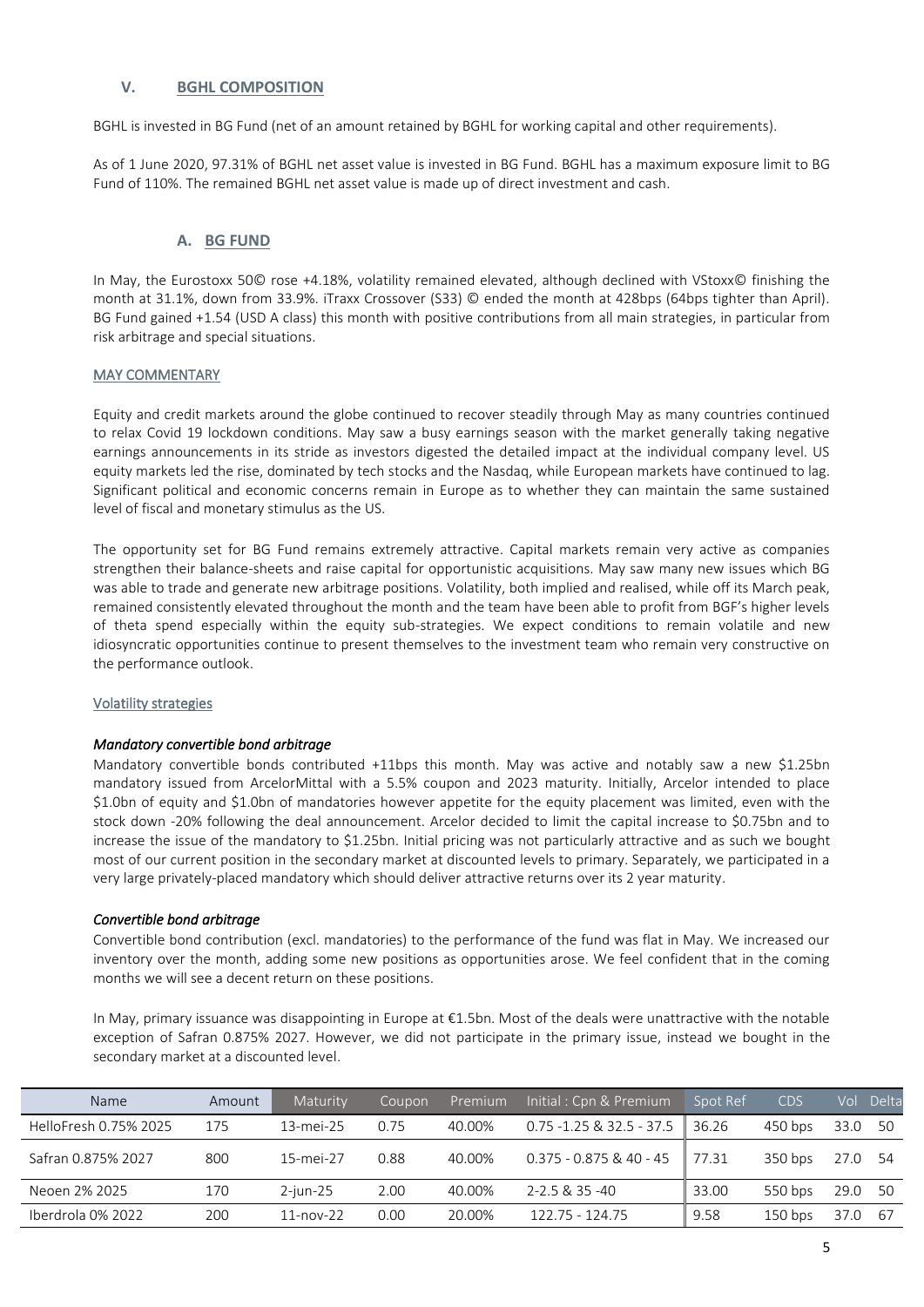## V. BGHL COMPOSITION

BGHL is invested in BG Fund (net of an amount retained by BGHL for working capital and other requirements).

As of 1 June 2020, 97.31% of BGHL net asset value is invested in BG Fund. BGHL has a maximum exposure limit to BG Fund of 110%. The remained BGHL net asset value is made up of direct investment and cash.

### A. BG FUND

In May, the Eurostoxx 50© rose +4.18%, volatility remained elevated, although declined with VStoxx© finishing the month at 31.1%, down from 33.9%. iTraxx Crossover (S33) © ended the month at 428bps (64bps tighter than April). BG Fund gained +1.54 (USD A class) this month with positive contributions from all main strategies, in particular from risk arbitrage and special situations.

#### MAY COMMENTARY

Equity and credit markets around the globe continued to recover steadily through May as many countries continued to relax Covid 19 lockdown conditions. May saw a busy earnings season with the market generally taking negative earnings announcements in its stride as investors digested the detailed impact at the individual company level. US equity markets led the rise, dominated by tech stocks and the Nasdaq, while European markets have continued to lag. Significant political and economic concerns remain in Europe as to whether they can maintain the same sustained level of fiscal and monetary stimulus as the US.

The opportunity set for BG Fund remains extremely attractive. Capital markets remain very active as companies strengthen their balance-sheets and raise capital for opportunistic acquisitions. May saw many new issues which BG was able to trade and generate new arbitrage positions. Volatility, both implied and realised, while off its March peak, remained consistently elevated throughout the month and the team have been able to profit from BGF's higher levels of theta spend especially within the equity sub-strategies. We expect conditions to remain volatile and new idiosyncratic opportunities continue to present themselves to the investment team who remain very constructive on the performance outlook.

#### Volatility strategies

*Mandatory convertible bond arbitrage*

Mandatory convertible bonds contributed +11bps this month. May was active and notably saw a new $1.25bn mandatory issued from ArcelorMittal with a 5.5% coupon and 2023 maturity. Initially, Arcelor intended to place $1.0bn of equity and $1.0bn of mandatories however appetite for the equity placement was limited, even with the stock down -20% following the deal announcement. Arcelor decided to limit the capital increase to $0.75bn and to increase the issue of the mandatory to $1.25bn. Initial pricing was not particularly attractive and as such we bought most of our current position in the secondary market at discounted levels to primary. Separately, we participated in a very large privately-placed mandatory which should deliver attractive returns over its 2 year maturity.

*Convertible bond arbitrage*

Convertible bond contribution (excl. mandatories) to the performance of the fund was flat in May. We increased our inventory over the month, adding some new positions as opportunities arose. We feel confident that in the coming months we will see a decent return on these positions.

In May, primary issuance was disappointing in Europe at €1.5bn. Most of the deals were unattractive with the notable exception of Safran 0.875% 2027. However, we did not participate in the primary issue, instead we bought in the secondary market at a discounted level.

| Name | Amount | Maturity | Coupon | Premium | Initial : Cpn & Premium | Spot Ref | CDS | Vol | Delta |
|---|---|---|---|---|---|---|---|---|---|
| HelloFresh 0.75% 2025 | 175 | 13-mei-25 | 0.75 | 40.00% | 0.75 -1.25 & 32.5 - 37.5 | 36.26 | 450 bps | 33.0 | 50 |
| Safran 0.875% 2027 | 800 | 15-mei-27 | 0.88 | 40.00% | 0.375 - 0.875 & 40 - 45 | 77.31 | 350 bps | 27.0 | 54 |
| Neoen 2% 2025 | 170 | 2-jun-25 | 2.00 | 40.00% | 2-2.5 & 35 -40 | 33.00 | 550 bps | 29.0 | 50 |
| Iberdrola 0% 2022 | 200 | 11-nov-22 | 0.00 | 20.00% | 122.75 - 124.75 | 9.58 | 150 bps | 37.0 | 67 |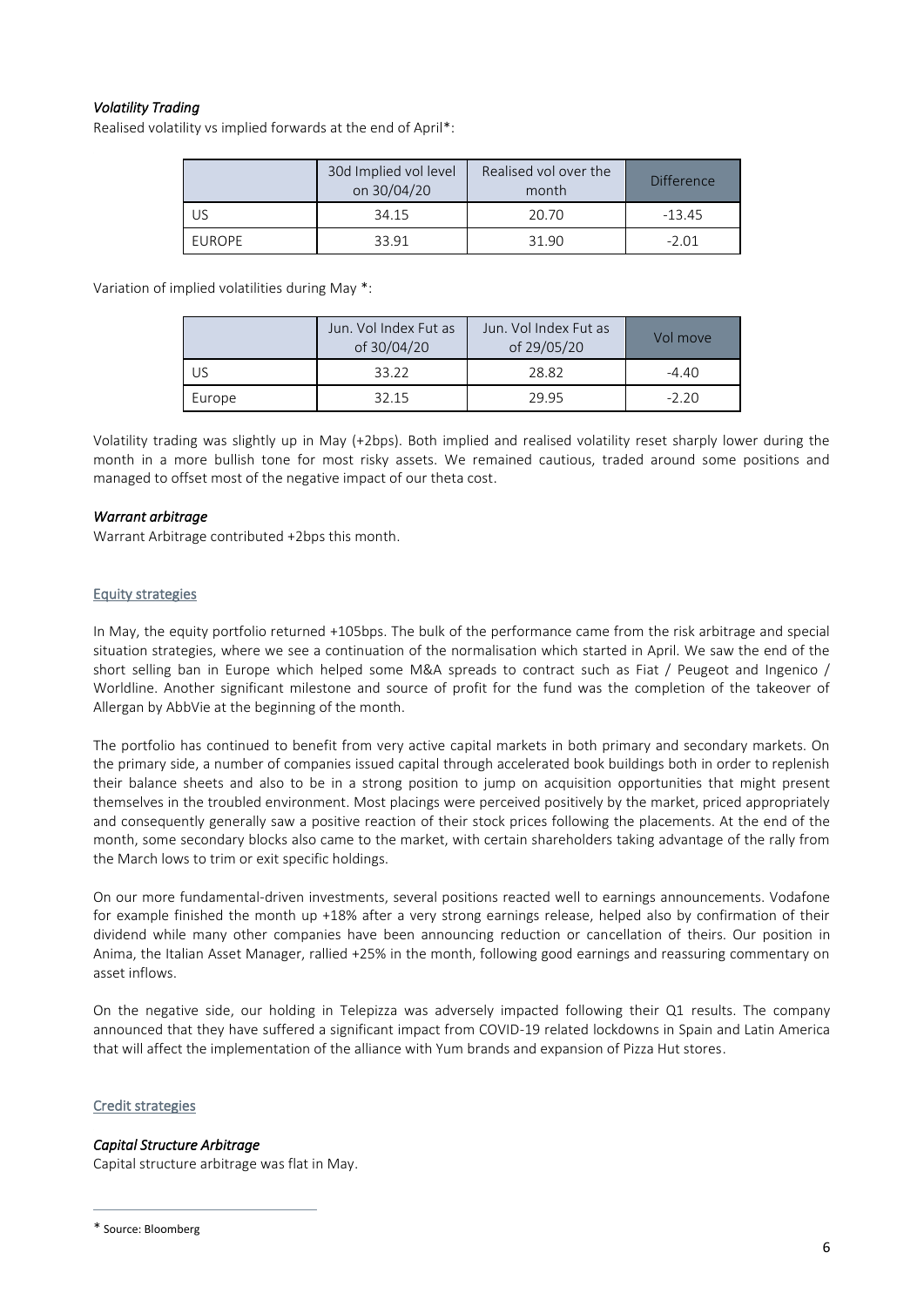### *Volatility Trading*

Realised volatility vs implied forwards at the end of April*:

| | 30d Implied vol level on 30/04/20 | Realised vol over the month | Difference |
|---|---|---|---|
| US | 34.15 | 20.70 | -13.45 |
| EUROPE | 33.91 | 31.90 | -2.01 |

Variation of implied volatilities during May *:

| | Jun. Vol Index Fut as of 30/04/20 | Jun. Vol Index Fut as of 29/05/20 | Vol move |
|---|---|---|---|
| US | 33.22 | 28.82 | -4.40 |
| Europe | 32.15 | 29.95 | -2.20 |

Volatility trading was slightly up in May (+2bps). Both implied and realised volatility reset sharply lower during the month in a more bullish tone for most risky assets. We remained cautious, traded around some positions and managed to offset most of the negative impact of our theta cost.

### *Warrant arbitrage*

Warrant Arbitrage contributed +2bps this month.

## Equity strategies

In May, the equity portfolio returned +105bps. The bulk of the performance came from the risk arbitrage and special situation strategies, where we see a continuation of the normalisation which started in April. We saw the end of the short selling ban in Europe which helped some M&A spreads to contract such as Fiat / Peugeot and Ingenico / Worldline. Another significant milestone and source of profit for the fund was the completion of the takeover of Allergan by AbbVie at the beginning of the month.

The portfolio has continued to benefit from very active capital markets in both primary and secondary markets. On the primary side, a number of companies issued capital through accelerated book buildings both in order to replenish their balance sheets and also to be in a strong position to jump on acquisition opportunities that might present themselves in the troubled environment. Most placings were perceived positively by the market, priced appropriately and consequently generally saw a positive reaction of their stock prices following the placements. At the end of the month, some secondary blocks also came to the market, with certain shareholders taking advantage of the rally from the March lows to trim or exit specific holdings.

On our more fundamental-driven investments, several positions reacted well to earnings announcements. Vodafone for example finished the month up +18% after a very strong earnings release, helped also by confirmation of their dividend while many other companies have been announcing reduction or cancellation of theirs. Our position in Anima, the Italian Asset Manager, rallied +25% in the month, following good earnings and reassuring commentary on asset inflows.

On the negative side, our holding in Telepizza was adversely impacted following their Q1 results. The company announced that they have suffered a significant impact from COVID-19 related lockdowns in Spain and Latin America that will affect the implementation of the alliance with Yum brands and expansion of Pizza Hut stores.

## Credit strategies

### *Capital Structure Arbitrage*

Capital structure arbitrage was flat in May.

---

* Source: Bloomberg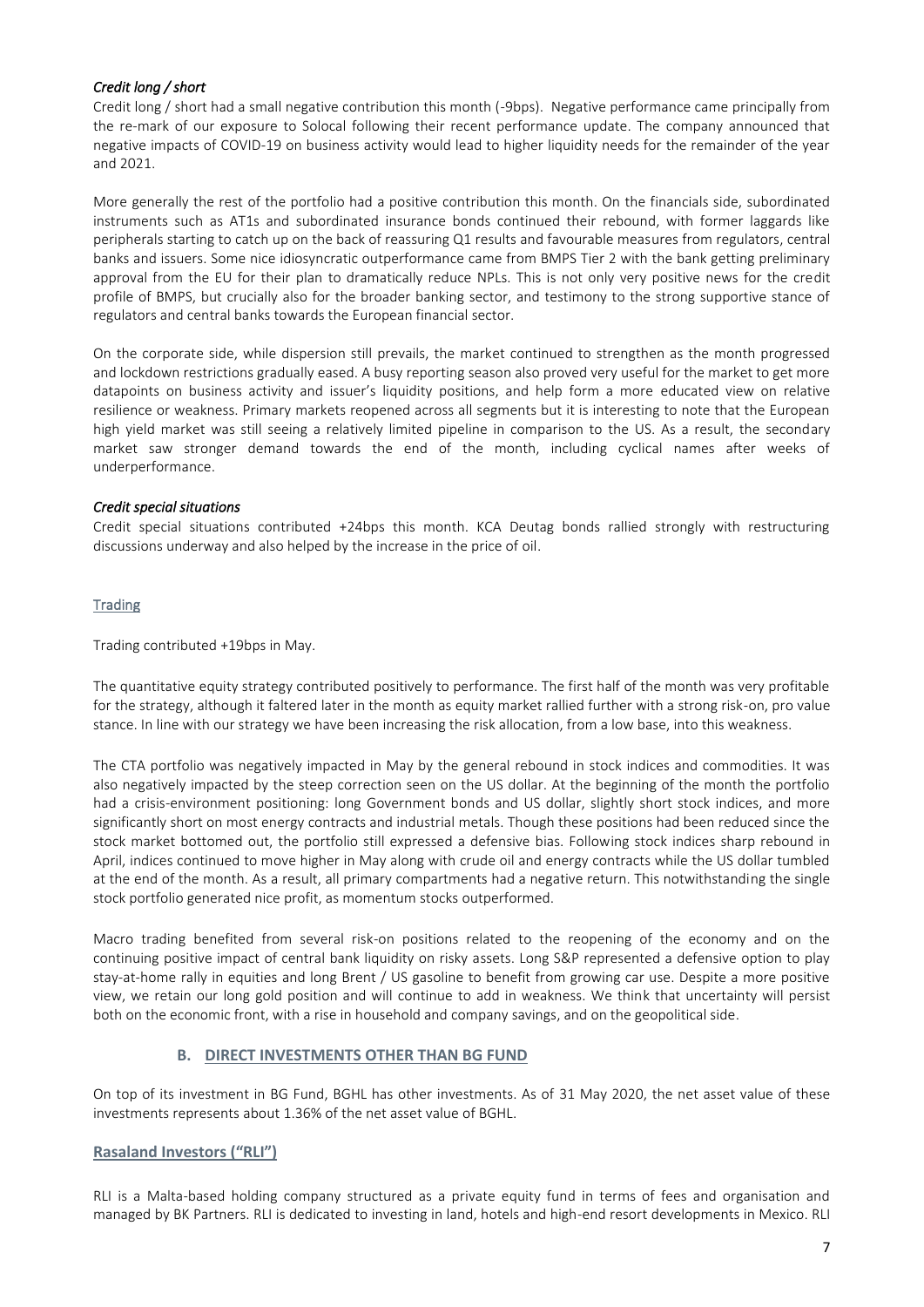*Credit long / short*

Credit long / short had a small negative contribution this month (-9bps). Negative performance came principally from the re-mark of our exposure to Solocal following their recent performance update. The company announced that negative impacts of COVID-19 on business activity would lead to higher liquidity needs for the remainder of the year and 2021.

More generally the rest of the portfolio had a positive contribution this month. On the financials side, subordinated instruments such as AT1s and subordinated insurance bonds continued their rebound, with former laggards like peripherals starting to catch up on the back of reassuring Q1 results and favourable measures from regulators, central banks and issuers. Some nice idiosyncratic outperformance came from BMPS Tier 2 with the bank getting preliminary approval from the EU for their plan to dramatically reduce NPLs. This is not only very positive news for the credit profile of BMPS, but crucially also for the broader banking sector, and testimony to the strong supportive stance of regulators and central banks towards the European financial sector.

On the corporate side, while dispersion still prevails, the market continued to strengthen as the month progressed and lockdown restrictions gradually eased. A busy reporting season also proved very useful for the market to get more datapoints on business activity and issuer's liquidity positions, and help form a more educated view on relative resilience or weakness. Primary markets reopened across all segments but it is interesting to note that the European high yield market was still seeing a relatively limited pipeline in comparison to the US. As a result, the secondary market saw stronger demand towards the end of the month, including cyclical names after weeks of underperformance.

*Credit special situations*

Credit special situations contributed +24bps this month. KCA Deutag bonds rallied strongly with restructuring discussions underway and also helped by the increase in the price of oil.

## Trading

Trading contributed +19bps in May.

The quantitative equity strategy contributed positively to performance. The first half of the month was very profitable for the strategy, although it faltered later in the month as equity market rallied further with a strong risk-on, pro value stance. In line with our strategy we have been increasing the risk allocation, from a low base, into this weakness.

The CTA portfolio was negatively impacted in May by the general rebound in stock indices and commodities. It was also negatively impacted by the steep correction seen on the US dollar. At the beginning of the month the portfolio had a crisis-environment positioning: long Government bonds and US dollar, slightly short stock indices, and more significantly short on most energy contracts and industrial metals. Though these positions had been reduced since the stock market bottomed out, the portfolio still expressed a defensive bias. Following stock indices sharp rebound in April, indices continued to move higher in May along with crude oil and energy contracts while the US dollar tumbled at the end of the month. As a result, all primary compartments had a negative return. This notwithstanding the single stock portfolio generated nice profit, as momentum stocks outperformed.

Macro trading benefited from several risk-on positions related to the reopening of the economy and on the continuing positive impact of central bank liquidity on risky assets. Long S&P represented a defensive option to play stay-at-home rally in equities and long Brent / US gasoline to benefit from growing car use. Despite a more positive view, we retain our long gold position and will continue to add in weakness. We think that uncertainty will persist both on the economic front, with a rise in household and company savings, and on the geopolitical side.

## B. DIRECT INVESTMENTS OTHER THAN BG FUND

On top of its investment in BG Fund, BGHL has other investments. As of 31 May 2020, the net asset value of these investments represents about 1.36% of the net asset value of BGHL.

### Rasaland Investors ("RLI")

RLI is a Malta-based holding company structured as a private equity fund in terms of fees and organisation and managed by BK Partners. RLI is dedicated to investing in land, hotels and high-end resort developments in Mexico. RLI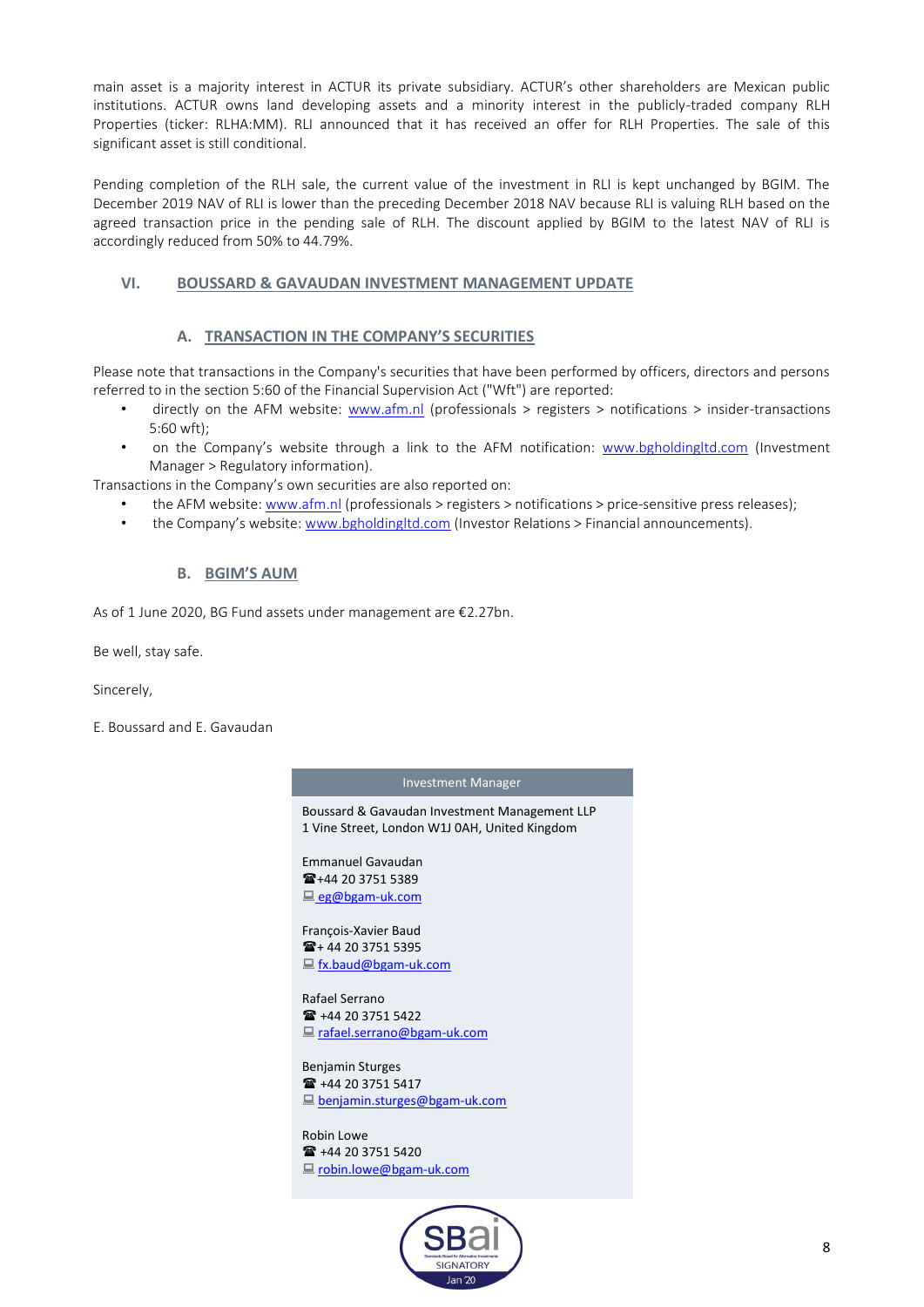main asset is a majority interest in ACTUR its private subsidiary. ACTUR's other shareholders are Mexican public institutions. ACTUR owns land developing assets and a minority interest in the publicly-traded company RLH Properties (ticker: RLHA:MM). RLI announced that it has received an offer for RLH Properties. The sale of this significant asset is still conditional.

Pending completion of the RLH sale, the current value of the investment in RLI is kept unchanged by BGIM. The December 2019 NAV of RLI is lower than the preceding December 2018 NAV because RLI is valuing RLH based on the agreed transaction price in the pending sale of RLH. The discount applied by BGIM to the latest NAV of RLI is accordingly reduced from 50% to 44.79%.

## VI. BOUSSARD & GAVAUDAN INVESTMENT MANAGEMENT UPDATE

### A. TRANSACTION IN THE COMPANY'S SECURITIES

Please note that transactions in the Company's securities that have been performed by officers, directors and persons referred to in the section 5:60 of the Financial Supervision Act ("Wft") are reported:

- directly on the AFM website: www.afm.nl (professionals > registers > notifications > insider-transactions 5:60 wft);
- on the Company's website through a link to the AFM notification: www.bgholdingltd.com (Investment Manager > Regulatory information).

Transactions in the Company's own securities are also reported on:

- the AFM website: www.afm.nl (professionals > registers > notifications > price-sensitive press releases);
- the Company's website: www.bgholdingltd.com (Investor Relations > Financial announcements).

### B. BGIM'S AUM

As of 1 June 2020, BG Fund assets under management are €2.27bn.

Be well, stay safe.

Sincerely,

E. Boussard and E. Gavaudan

**Investment Manager**

Boussard & Gavaudan Investment Management LLP
1 Vine Street, London W1J 0AH, United Kingdom

Emmanuel Gavaudan
☎ +44 20 3751 5389
eg@bgam-uk.com

François-Xavier Baud
☎ + 44 20 3751 5395
fx.baud@bgam-uk.com

Rafael Serrano
☎ +44 20 3751 5422
rafael.serrano@bgam-uk.com

Benjamin Sturges
☎ +44 20 3751 5417
benjamin.sturges@bgam-uk.com

Robin Lowe
☎ +44 20 3751 5420
robin.lowe@bgam-uk.com

SBAI SIGNATORY Jan '20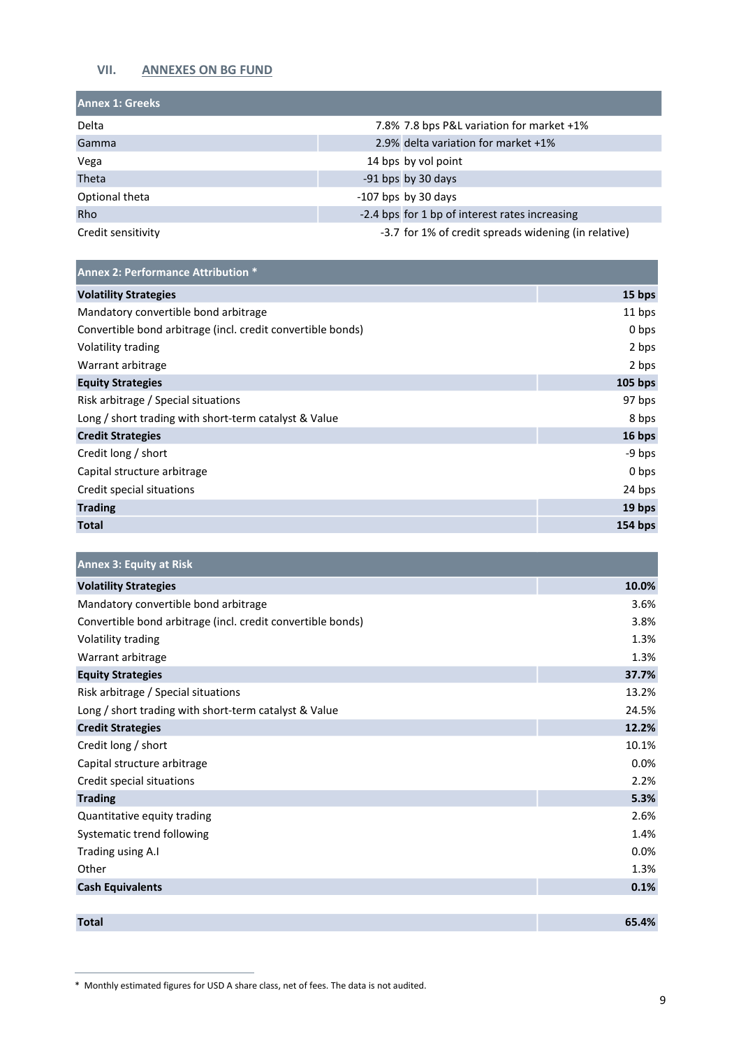## VII. ANNEXES ON BG FUND

| Annex 1: Greeks | | |
|---|---|---|
| Delta | 7.8% | 7.8 bps P&L variation for market +1% |
| Gamma | 2.9% | delta variation for market +1% |
| Vega | 14 bps | by vol point |
| Theta | -91 bps | by 30 days |
| Optional theta | -107 bps | by 30 days |
| Rho | -2.4 bps | for 1 bp of interest rates increasing |
| Credit sensitivity | -3.7 | for 1% of credit spreads widening (in relative) |

| Annex 2: Performance Attribution * | |
|---|---|
| **Volatility Strategies** | **15 bps** |
| Mandatory convertible bond arbitrage | 11 bps |
| Convertible bond arbitrage (incl. credit convertible bonds) | 0 bps |
| Volatility trading | 2 bps |
| Warrant arbitrage | 2 bps |
| **Equity Strategies** | **105 bps** |
| Risk arbitrage / Special situations | 97 bps |
| Long / short trading with short-term catalyst & Value | 8 bps |
| **Credit Strategies** | **16 bps** |
| Credit long / short | -9 bps |
| Capital structure arbitrage | 0 bps |
| Credit special situations | 24 bps |
| **Trading** | **19 bps** |
| **Total** | **154 bps** |

| Annex 3: Equity at Risk | |
|---|---|
| **Volatility Strategies** | **10.0%** |
| Mandatory convertible bond arbitrage | 3.6% |
| Convertible bond arbitrage (incl. credit convertible bonds) | 3.8% |
| Volatility trading | 1.3% |
| Warrant arbitrage | 1.3% |
| **Equity Strategies** | **37.7%** |
| Risk arbitrage / Special situations | 13.2% |
| Long / short trading with short-term catalyst & Value | 24.5% |
| **Credit Strategies** | **12.2%** |
| Credit long / short | 10.1% |
| Capital structure arbitrage | 0.0% |
| Credit special situations | 2.2% |
| **Trading** | **5.3%** |
| Quantitative equity trading | 2.6% |
| Systematic trend following | 1.4% |
| Trading using A.I | 0.0% |
| Other | 1.3% |
| **Cash Equivalents** | **0.1%** |
| **Total** | **65.4%** |

* Monthly estimated figures for USD A share class, net of fees. The data is not audited.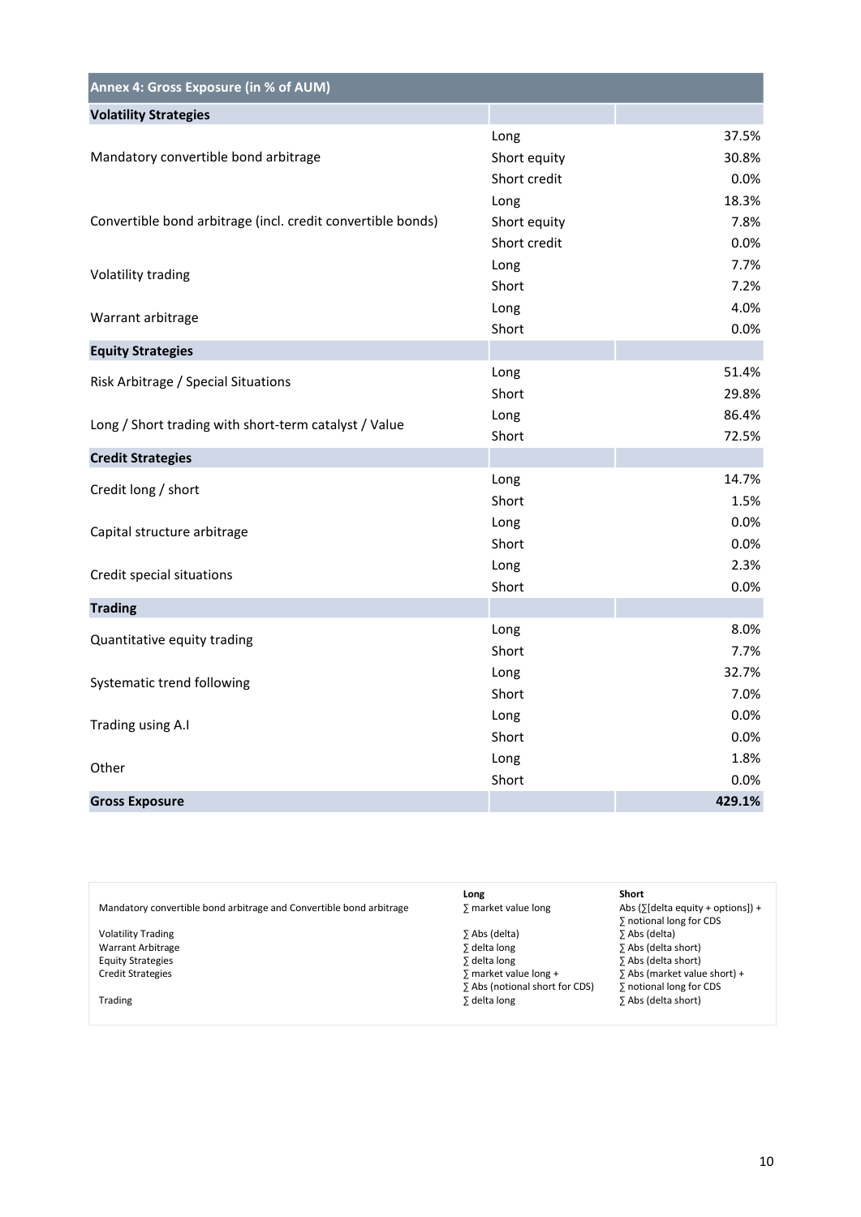| Annex 4: Gross Exposure (in % of AUM) | | |
|---|---|---|
| **Volatility Strategies** | | |
| Mandatory convertible bond arbitrage | Long | 37.5% |
| | Short equity | 30.8% |
| | Short credit | 0.0% |
| Convertible bond arbitrage (incl. credit convertible bonds) | Long | 18.3% |
| | Short equity | 7.8% |
| | Short credit | 0.0% |
| Volatility trading | Long | 7.7% |
| | Short | 7.2% |
| Warrant arbitrage | Long | 4.0% |
| | Short | 0.0% |
| **Equity Strategies** | | |
| Risk Arbitrage / Special Situations | Long | 51.4% |
| | Short | 29.8% |
| Long / Short trading with short-term catalyst / Value | Long | 86.4% |
| | Short | 72.5% |
| **Credit Strategies** | | |
| Credit long / short | Long | 14.7% |
| | Short | 1.5% |
| Capital structure arbitrage | Long | 0.0% |
| | Short | 0.0% |
| Credit special situations | Long | 2.3% |
| | Short | 0.0% |
| **Trading** | | |
| Quantitative equity trading | Long | 8.0% |
| | Short | 7.7% |
| Systematic trend following | Long | 32.7% |
| | Short | 7.0% |
| Trading using A.I | Long | 0.0% |
| | Short | 0.0% |
| Other | Long | 1.8% |
| | Short | 0.0% |
| **Gross Exposure** | | **429.1%** |

| | **Long** | **Short** |
|---|---|---|
| Mandatory convertible bond arbitrage and Convertible bond arbitrage | ∑ market value long | Abs (∑[delta equity + options]) + ∑ notional long for CDS |
| Volatility Trading | ∑ Abs (delta) | ∑ Abs (delta) |
| Warrant Arbitrage | ∑ delta long | ∑ Abs (delta short) |
| Equity Strategies | ∑ delta long | ∑ Abs (delta short) |
| Credit Strategies | ∑ market value long + ∑ Abs (notional short for CDS) | ∑ Abs (market value short) + ∑ notional long for CDS |
| Trading | ∑ delta long | ∑ Abs (delta short) |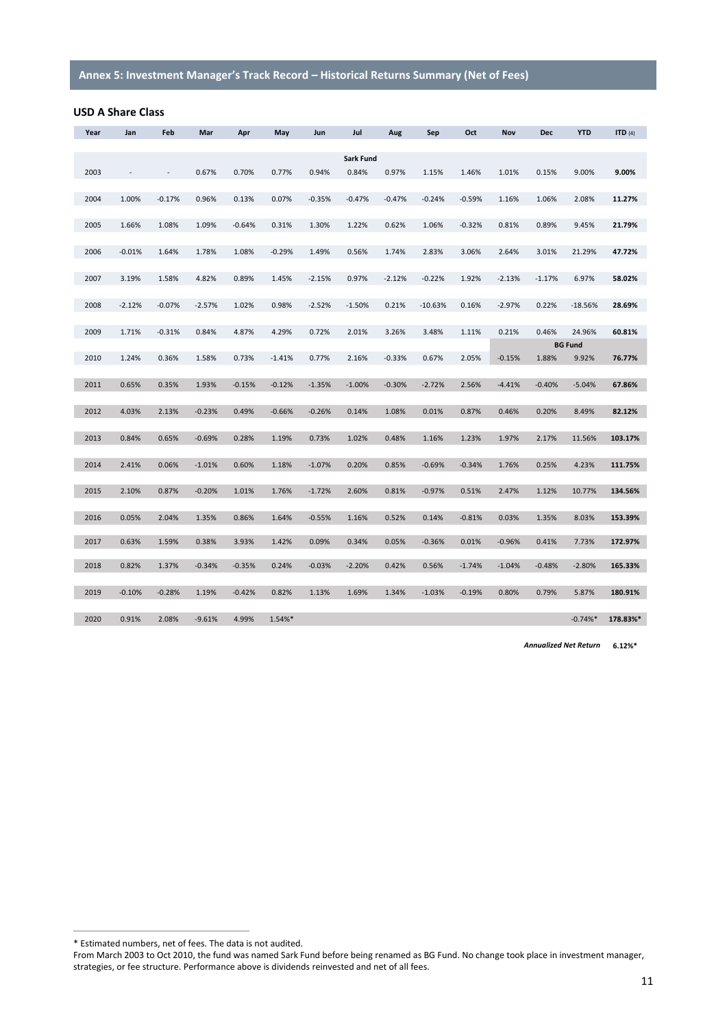## Annex 5: Investment Manager's Track Record – Historical Returns Summary (Net of Fees)

**USD A Share Class**

| Year | Jan | Feb | Mar | Apr | May | Jun | Jul | Aug | Sep | Oct | Nov | Dec | YTD | ITD (4) |
|---|---|---|---|---|---|---|---|---|---|---|---|---|---|---|
| | | | | | | | **Sark Fund** | | | | | | | |
| 2003 | - | - | 0.67% | 0.70% | 0.77% | 0.94% | 0.84% | 0.97% | 1.15% | 1.46% | 1.01% | 0.15% | 9.00% | **9.00%** |
| 2004 | 1.00% | -0.17% | 0.96% | 0.13% | 0.07% | -0.35% | -0.47% | -0.47% | -0.24% | -0.59% | 1.16% | 1.06% | 2.08% | **11.27%** |
| 2005 | 1.66% | 1.08% | 1.09% | -0.64% | 0.31% | 1.30% | 1.22% | 0.62% | 1.06% | -0.32% | 0.81% | 0.89% | 9.45% | **21.79%** |
| 2006 | -0.01% | 1.64% | 1.78% | 1.08% | -0.29% | 1.49% | 0.56% | 1.74% | 2.83% | 3.06% | 2.64% | 3.01% | 21.29% | **47.72%** |
| 2007 | 3.19% | 1.58% | 4.82% | 0.89% | 1.45% | -2.15% | 0.97% | -2.12% | -0.22% | 1.92% | -2.13% | -1.17% | 6.97% | **58.02%** |
| 2008 | -2.12% | -0.07% | -2.57% | 1.02% | 0.98% | -2.52% | -1.50% | 0.21% | -10.63% | 0.16% | -2.97% | 0.22% | -18.56% | **28.69%** |
| 2009 | 1.71% | -0.31% | 0.84% | 4.87% | 4.29% | 0.72% | 2.01% | 3.26% | 3.48% | 1.11% | 0.21% | 0.46% | 24.96% | **60.81%** |
| | | | | | | | | | | | | | **BG Fund** | |
| 2010 | 1.24% | 0.36% | 1.58% | 0.73% | -1.41% | 0.77% | 2.16% | -0.33% | 0.67% | 2.05% | -0.15% | 1.88% | 9.92% | **76.77%** |
| 2011 | 0.65% | 0.35% | 1.93% | -0.15% | -0.12% | -1.35% | -1.00% | -0.30% | -2.72% | 2.56% | -4.41% | -0.40% | -5.04% | **67.86%** |
| 2012 | 4.03% | 2.13% | -0.23% | 0.49% | -0.66% | -0.26% | 0.14% | 1.08% | 0.01% | 0.87% | 0.46% | 0.20% | 8.49% | **82.12%** |
| 2013 | 0.84% | 0.65% | -0.69% | 0.28% | 1.19% | 0.73% | 1.02% | 0.48% | 1.16% | 1.23% | 1.97% | 2.17% | 11.56% | **103.17%** |
| 2014 | 2.41% | 0.06% | -1.01% | 0.60% | 1.18% | -1.07% | 0.20% | 0.85% | -0.69% | -0.34% | 1.76% | 0.25% | 4.23% | **111.75%** |
| 2015 | 2.10% | 0.87% | -0.20% | 1.01% | 1.76% | -1.72% | 2.60% | 0.81% | -0.97% | 0.51% | 2.47% | 1.12% | 10.77% | **134.56%** |
| 2016 | 0.05% | 2.04% | 1.35% | 0.86% | 1.64% | -0.55% | 1.16% | 0.52% | 0.14% | -0.81% | 0.03% | 1.35% | 8.03% | **153.39%** |
| 2017 | 0.63% | 1.59% | 0.38% | 3.93% | 1.42% | 0.09% | 0.34% | 0.05% | -0.36% | 0.01% | -0.96% | 0.41% | 7.73% | **172.97%** |
| 2018 | 0.82% | 1.37% | -0.34% | -0.35% | 0.24% | -0.03% | -2.20% | 0.42% | 0.56% | -1.74% | -1.04% | -0.48% | -2.80% | **165.33%** |
| 2019 | -0.10% | -0.28% | 1.19% | -0.42% | 0.82% | 1.13% | 1.69% | 1.34% | -1.03% | -0.19% | 0.80% | 0.79% | 5.87% | **180.91%** |
| 2020 | 0.91% | 2.08% | -9.61% | 4.99% | 1.54%* | | | | | | | | -0.74%* | **178.83%*** |
| | | | | | | | | | | | | | ***Annualized Net Return*** | **6.12%*** |

* Estimated numbers, net of fees. The data is not audited.

From March 2003 to Oct 2010, the fund was named Sark Fund before being renamed as BG Fund. No change took place in investment manager, strategies, or fee structure. Performance above is dividends reinvested and net of all fees.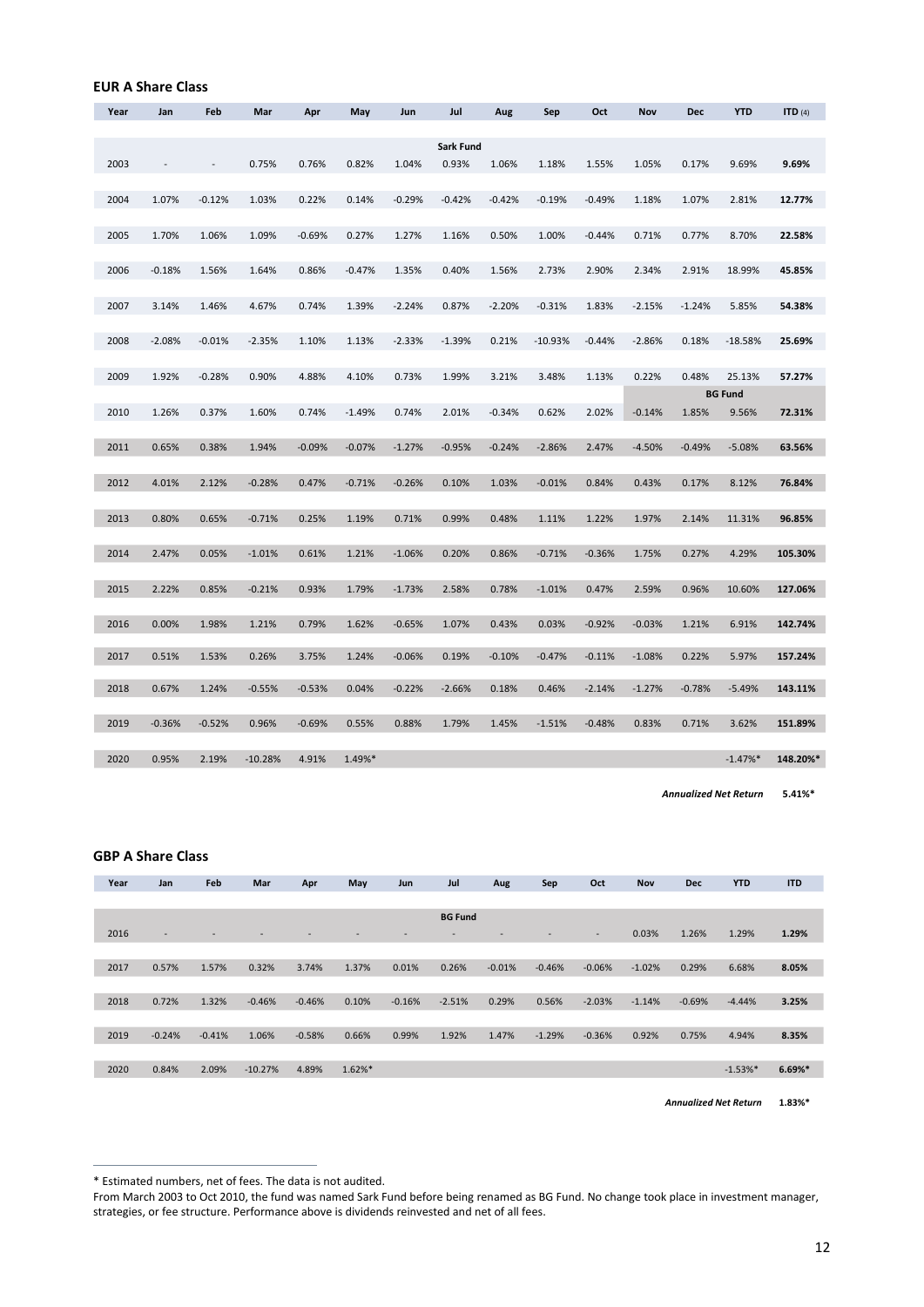## EUR A Share Class

| Year | Jan | Feb | Mar | Apr | May | Jun | Jul | Aug | Sep | Oct | Nov | Dec | YTD | ITD (4) |
|---|---|---|---|---|---|---|---|---|---|---|---|---|---|---|
| | | | | | | | Sark Fund | | | | | | | |
| 2003 | - | - | 0.75% | 0.76% | 0.82% | 1.04% | 0.93% | 1.06% | 1.18% | 1.55% | 1.05% | 0.17% | 9.69% | **9.69%** |
| 2004 | 1.07% | -0.12% | 1.03% | 0.22% | 0.14% | -0.29% | -0.42% | -0.42% | -0.19% | -0.49% | 1.18% | 1.07% | 2.81% | **12.77%** |
| 2005 | 1.70% | 1.06% | 1.09% | -0.69% | 0.27% | 1.27% | 1.16% | 0.50% | 1.00% | -0.44% | 0.71% | 0.77% | 8.70% | **22.58%** |
| 2006 | -0.18% | 1.56% | 1.64% | 0.86% | -0.47% | 1.35% | 0.40% | 1.56% | 2.73% | 2.90% | 2.34% | 2.91% | 18.99% | **45.85%** |
| 2007 | 3.14% | 1.46% | 4.67% | 0.74% | 1.39% | -2.24% | 0.87% | -2.20% | -0.31% | 1.83% | -2.15% | -1.24% | 5.85% | **54.38%** |
| 2008 | -2.08% | -0.01% | -2.35% | 1.10% | 1.13% | -2.33% | -1.39% | 0.21% | -10.93% | -0.44% | -2.86% | 0.18% | -18.58% | **25.69%** |
| 2009 | 1.92% | -0.28% | 0.90% | 4.88% | 4.10% | 0.73% | 1.99% | 3.21% | 3.48% | 1.13% | 0.22% | 0.48% | 25.13% | **57.27%** |
| | | | | | | | | | | | | BG Fund | | |
| 2010 | 1.26% | 0.37% | 1.60% | 0.74% | -1.49% | 0.74% | 2.01% | -0.34% | 0.62% | 2.02% | -0.14% | 1.85% | 9.56% | **72.31%** |
| 2011 | 0.65% | 0.38% | 1.94% | -0.09% | -0.07% | -1.27% | -0.95% | -0.24% | -2.86% | 2.47% | -4.50% | -0.49% | -5.08% | **63.56%** |
| 2012 | 4.01% | 2.12% | -0.28% | 0.47% | -0.71% | -0.26% | 0.10% | 1.03% | -0.01% | 0.84% | 0.43% | 0.17% | 8.12% | **76.84%** |
| 2013 | 0.80% | 0.65% | -0.71% | 0.25% | 1.19% | 0.71% | 0.99% | 0.48% | 1.11% | 1.22% | 1.97% | 2.14% | 11.31% | **96.85%** |
| 2014 | 2.47% | 0.05% | -1.01% | 0.61% | 1.21% | -1.06% | 0.20% | 0.86% | -0.71% | -0.36% | 1.75% | 0.27% | 4.29% | **105.30%** |
| 2015 | 2.22% | 0.85% | -0.21% | 0.93% | 1.79% | -1.73% | 2.58% | 0.78% | -1.01% | 0.47% | 2.59% | 0.96% | 10.60% | **127.06%** |
| 2016 | 0.00% | 1.98% | 1.21% | 0.79% | 1.62% | -0.65% | 1.07% | 0.43% | 0.03% | -0.92% | -0.03% | 1.21% | 6.91% | **142.74%** |
| 2017 | 0.51% | 1.53% | 0.26% | 3.75% | 1.24% | -0.06% | 0.19% | -0.10% | -0.47% | -0.11% | -1.08% | 0.22% | 5.97% | **157.24%** |
| 2018 | 0.67% | 1.24% | -0.55% | -0.53% | 0.04% | -0.22% | -2.66% | 0.18% | 0.46% | -2.14% | -1.27% | -0.78% | -5.49% | **143.11%** |
| 2019 | -0.36% | -0.52% | 0.96% | -0.69% | 0.55% | 0.88% | 1.79% | 1.45% | -1.51% | -0.48% | 0.83% | 0.71% | 3.62% | **151.89%** |
| 2020 | 0.95% | 2.19% | -10.28% | 4.91% | 1.49%* | | | | | | | | -1.47%* | **148.20%*** |

***Annualized Net Return*** **5.41%***

## GBP A Share Class

| Year | Jan | Feb | Mar | Apr | May | Jun | Jul | Aug | Sep | Oct | Nov | Dec | YTD | ITD |
|---|---|---|---|---|---|---|---|---|---|---|---|---|---|---|
| | | | | | | | BG Fund | | | | | | | |
| 2016 | - | - | - | - | - | - | - | - | - | - | 0.03% | 1.26% | 1.29% | **1.29%** |
| 2017 | 0.57% | 1.57% | 0.32% | 3.74% | 1.37% | 0.01% | 0.26% | -0.01% | -0.46% | -0.06% | -1.02% | 0.29% | 6.68% | **8.05%** |
| 2018 | 0.72% | 1.32% | -0.46% | -0.46% | 0.10% | -0.16% | -2.51% | 0.29% | 0.56% | -2.03% | -1.14% | -0.69% | -4.44% | **3.25%** |
| 2019 | -0.24% | -0.41% | 1.06% | -0.58% | 0.66% | 0.99% | 1.92% | 1.47% | -1.29% | -0.36% | 0.92% | 0.75% | 4.94% | **8.35%** |
| 2020 | 0.84% | 2.09% | -10.27% | 4.89% | 1.62%* | | | | | | | | -1.53%* | **6.69%*** |

***Annualized Net Return*** **1.83%***

---

* Estimated numbers, net of fees. The data is not audited.

From March 2003 to Oct 2010, the fund was named Sark Fund before being renamed as BG Fund. No change took place in investment manager, strategies, or fee structure. Performance above is dividends reinvested and net of all fees.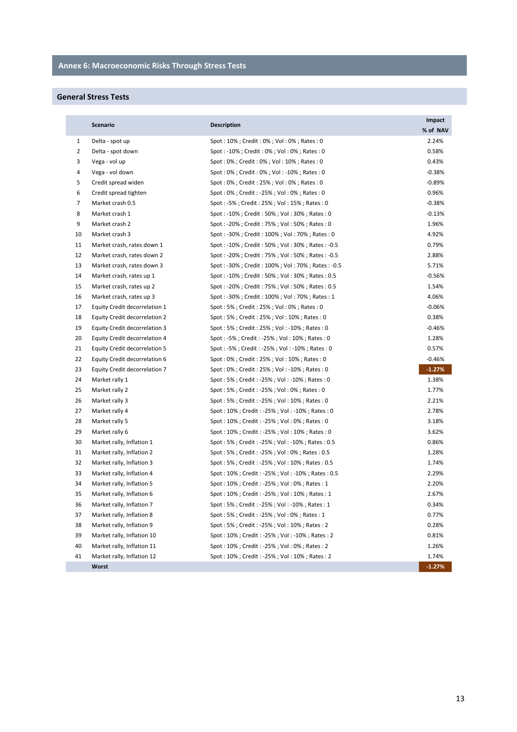## Annex 6: Macroeconomic Risks Through Stress Tests

### General Stress Tests

| | Scenario | Description | Impact % of NAV |
|---|---|---|---|
| 1 | Delta - spot up | Spot : 10% ; Credit : 0% ; Vol : 0% ; Rates : 0 | 2.24% |
| 2 | Delta - spot down | Spot : -10% ; Credit : 0% ; Vol : 0% ; Rates : 0 | 0.58% |
| 3 | Vega - vol up | Spot : 0% ; Credit : 0% ; Vol : 10% ; Rates : 0 | 0.43% |
| 4 | Vega - vol down | Spot : 0% ; Credit : 0% ; Vol : -10% ; Rates : 0 | -0.38% |
| 5 | Credit spread widen | Spot : 0% ; Credit : 25% ; Vol : 0% ; Rates : 0 | -0.89% |
| 6 | Credit spread tighten | Spot : 0% ; Credit : -25% ; Vol : 0% ; Rates : 0 | 0.96% |
| 7 | Market crash 0.5 | Spot : -5% ; Credit : 25% ; Vol : 15% ; Rates : 0 | -0.38% |
| 8 | Market crash 1 | Spot : -10% ; Credit : 50% ; Vol : 30% ; Rates : 0 | -0.13% |
| 9 | Market crash 2 | Spot : -20% ; Credit : 75% ; Vol : 50% ; Rates : 0 | 1.96% |
| 10 | Market crash 3 | Spot : -30% ; Credit : 100% ; Vol : 70% ; Rates : 0 | 4.92% |
| 11 | Market crash, rates down 1 | Spot : -10% ; Credit : 50% ; Vol : 30% ; Rates : -0.5 | 0.79% |
| 12 | Market crash, rates down 2 | Spot : -20% ; Credit : 75% ; Vol : 50% ; Rates : -0.5 | 2.88% |
| 13 | Market crash, rates down 3 | Spot : -30% ; Credit : 100% ; Vol : 70% ; Rates : -0.5 | 5.71% |
| 14 | Market crash, rates up 1 | Spot : -10% ; Credit : 50% ; Vol : 30% ; Rates : 0.5 | -0.56% |
| 15 | Market crash, rates up 2 | Spot : -20% ; Credit : 75% ; Vol : 50% ; Rates : 0.5 | 1.54% |
| 16 | Market crash, rates up 3 | Spot : -30% ; Credit : 100% ; Vol : 70% ; Rates : 1 | 4.06% |
| 17 | Equity Credit decorrelation 1 | Spot : 5% ; Credit : 25% ; Vol : 0% ; Rates : 0 | -0.06% |
| 18 | Equity Credit decorrelation 2 | Spot : 5% ; Credit : 25% ; Vol : 10% ; Rates : 0 | 0.38% |
| 19 | Equity Credit decorrelation 3 | Spot : 5% ; Credit : 25% ; Vol : -10% ; Rates : 0 | -0.46% |
| 20 | Equity Credit decorrelation 4 | Spot : -5% ; Credit : -25% ; Vol : 10% ; Rates : 0 | 1.28% |
| 21 | Equity Credit decorrelation 5 | Spot : -5% ; Credit : -25% ; Vol : -10% ; Rates : 0 | 0.57% |
| 22 | Equity Credit decorrelation 6 | Spot : 0% ; Credit : 25% ; Vol : 10% ; Rates : 0 | -0.46% |
| 23 | Equity Credit decorrelation 7 | Spot : 0% ; Credit : 25% ; Vol : -10% ; Rates : 0 | -1.27% |
| 24 | Market rally 1 | Spot : 5% ; Credit : -25% ; Vol : -10% ; Rates : 0 | 1.38% |
| 25 | Market rally 2 | Spot : 5% ; Credit : -25% ; Vol : 0% ; Rates : 0 | 1.77% |
| 26 | Market rally 3 | Spot : 5% ; Credit : -25% ; Vol : 10% ; Rates : 0 | 2.21% |
| 27 | Market rally 4 | Spot : 10% ; Credit : -25% ; Vol : -10% ; Rates : 0 | 2.78% |
| 28 | Market rally 5 | Spot : 10% ; Credit : -25% ; Vol : 0% ; Rates : 0 | 3.18% |
| 29 | Market rally 6 | Spot : 10% ; Credit : -25% ; Vol : 10% ; Rates : 0 | 3.62% |
| 30 | Market rally, Inflation 1 | Spot : 5% ; Credit : -25% ; Vol : -10% ; Rates : 0.5 | 0.86% |
| 31 | Market rally, Inflation 2 | Spot : 5% ; Credit : -25% ; Vol : 0% ; Rates : 0.5 | 1.28% |
| 32 | Market rally, Inflation 3 | Spot : 5% ; Credit : -25% ; Vol : 10% ; Rates : 0.5 | 1.74% |
| 33 | Market rally, Inflation 4 | Spot : 10% ; Credit : -25% ; Vol : -10% ; Rates : 0.5 | 2.29% |
| 34 | Market rally, Inflation 5 | Spot : 10% ; Credit : -25% ; Vol : 0% ; Rates : 1 | 2.20% |
| 35 | Market rally, Inflation 6 | Spot : 10% ; Credit : -25% ; Vol : 10% ; Rates : 1 | 2.67% |
| 36 | Market rally, Inflation 7 | Spot : 5% ; Credit : -25% ; Vol : -10% ; Rates : 1 | 0.34% |
| 37 | Market rally, Inflation 8 | Spot : 5% ; Credit : -25% ; Vol : 0% ; Rates : 1 | 0.77% |
| 38 | Market rally, Inflation 9 | Spot : 5% ; Credit : -25% ; Vol : 10% ; Rates : 2 | 0.28% |
| 39 | Market rally, Inflation 10 | Spot : 10% ; Credit : -25% ; Vol : -10% ; Rates : 2 | 0.81% |
| 40 | Market rally, Inflation 11 | Spot : 10% ; Credit : -25% ; Vol : 0% ; Rates : 2 | 1.26% |
| 41 | Market rally, Inflation 12 | Spot : 10% ; Credit : -25% ; Vol : 10% ; Rates : 2 | 1.74% |
| | **Worst** | | **-1.27%** |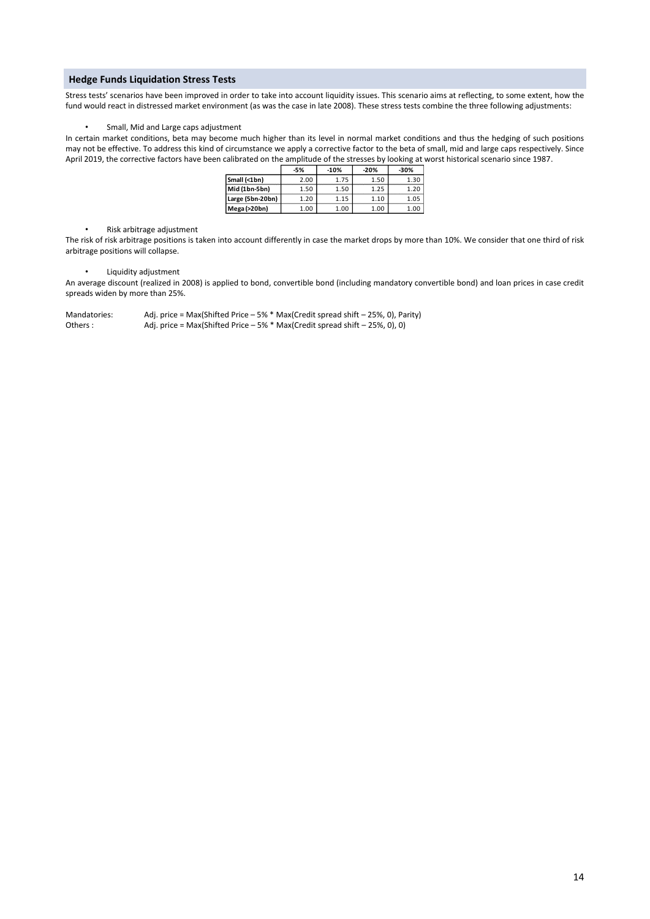## Hedge Funds Liquidation Stress Tests

Stress tests' scenarios have been improved in order to take into account liquidity issues. This scenario aims at reflecting, to some extent, how the fund would react in distressed market environment (as was the case in late 2008). These stress tests combine the three following adjustments:

- Small, Mid and Large caps adjustment

In certain market conditions, beta may become much higher than its level in normal market conditions and thus the hedging of such positions may not be effective. To address this kind of circumstance we apply a corrective factor to the beta of small, mid and large caps respectively. Since April 2019, the corrective factors have been calibrated on the amplitude of the stresses by looking at worst historical scenario since 1987.

| | -5% | -10% | -20% | -30% |
|---|---|---|---|---|
| **Small (<1bn)** | 2.00 | 1.75 | 1.50 | 1.30 |
| **Mid (1bn-5bn)** | 1.50 | 1.50 | 1.25 | 1.20 |
| **Large (5bn-20bn)** | 1.20 | 1.15 | 1.10 | 1.05 |
| **Mega (>20bn)** | 1.00 | 1.00 | 1.00 | 1.00 |

- Risk arbitrage adjustment

The risk of risk arbitrage positions is taken into account differently in case the market drops by more than 10%. We consider that one third of risk arbitrage positions will collapse.

- Liquidity adjustment

An average discount (realized in 2008) is applied to bond, convertible bond (including mandatory convertible bond) and loan prices in case credit spreads widen by more than 25%.

Mandatories: Adj. price = Max(Shifted Price – 5% * Max(Credit spread shift – 25%, 0), Parity)
Others : Adj. price = Max(Shifted Price – 5% * Max(Credit spread shift – 25%, 0), 0)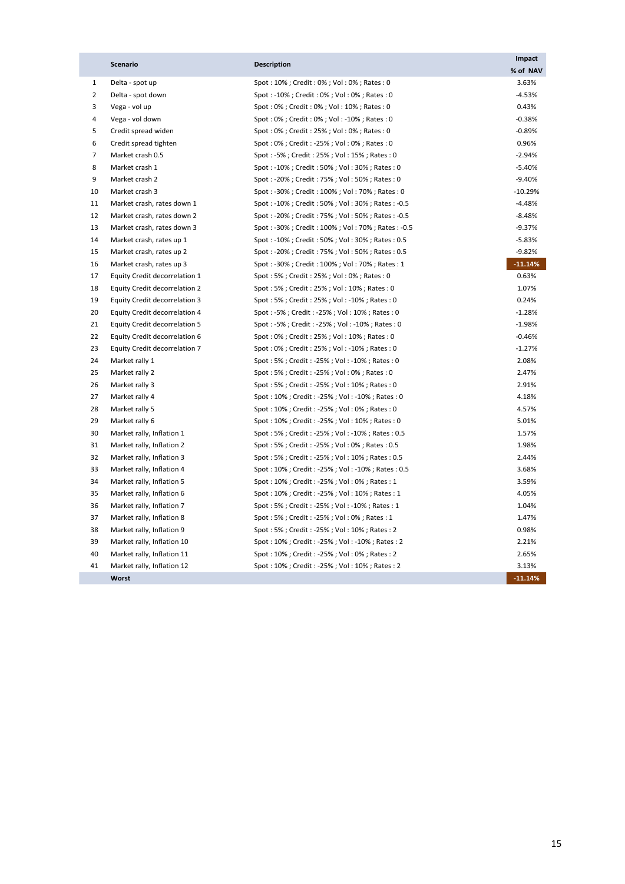|  | Scenario | Description | Impact % of NAV |
|---|---|---|---|
| 1 | Delta - spot up | Spot : 10% ; Credit : 0% ; Vol : 0% ; Rates : 0 | 3.63% |
| 2 | Delta - spot down | Spot : -10% ; Credit : 0% ; Vol : 0% ; Rates : 0 | -4.53% |
| 3 | Vega - vol up | Spot : 0% ; Credit : 0% ; Vol : 10% ; Rates : 0 | 0.43% |
| 4 | Vega - vol down | Spot : 0% ; Credit : 0% ; Vol : -10% ; Rates : 0 | -0.38% |
| 5 | Credit spread widen | Spot : 0% ; Credit : 25% ; Vol : 0% ; Rates : 0 | -0.89% |
| 6 | Credit spread tighten | Spot : 0% ; Credit : -25% ; Vol : 0% ; Rates : 0 | 0.96% |
| 7 | Market crash 0.5 | Spot : -5% ; Credit : 25% ; Vol : 15% ; Rates : 0 | -2.94% |
| 8 | Market crash 1 | Spot : -10% ; Credit : 50% ; Vol : 30% ; Rates : 0 | -5.40% |
| 9 | Market crash 2 | Spot : -20% ; Credit : 75% ; Vol : 50% ; Rates : 0 | -9.40% |
| 10 | Market crash 3 | Spot : -30% ; Credit : 100% ; Vol : 70% ; Rates : 0 | -10.29% |
| 11 | Market crash, rates down 1 | Spot : -10% ; Credit : 50% ; Vol : 30% ; Rates : -0.5 | -4.48% |
| 12 | Market crash, rates down 2 | Spot : -20% ; Credit : 75% ; Vol : 50% ; Rates : -0.5 | -8.48% |
| 13 | Market crash, rates down 3 | Spot : -30% ; Credit : 100% ; Vol : 70% ; Rates : -0.5 | -9.37% |
| 14 | Market crash, rates up 1 | Spot : -10% ; Credit : 50% ; Vol : 30% ; Rates : 0.5 | -5.83% |
| 15 | Market crash, rates up 2 | Spot : -20% ; Credit : 75% ; Vol : 50% ; Rates : 0.5 | -9.82% |
| 16 | Market crash, rates up 3 | Spot : -30% ; Credit : 100% ; Vol : 70% ; Rates : 1 | -11.14% |
| 17 | Equity Credit decorrelation 1 | Spot : 5% ; Credit : 25% ; Vol : 0% ; Rates : 0 | 0.63% |
| 18 | Equity Credit decorrelation 2 | Spot : 5% ; Credit : 25% ; Vol : 10% ; Rates : 0 | 1.07% |
| 19 | Equity Credit decorrelation 3 | Spot : 5% ; Credit : 25% ; Vol : -10% ; Rates : 0 | 0.24% |
| 20 | Equity Credit decorrelation 4 | Spot : -5% ; Credit : -25% ; Vol : 10% ; Rates : 0 | -1.28% |
| 21 | Equity Credit decorrelation 5 | Spot : -5% ; Credit : -25% ; Vol : -10% ; Rates : 0 | -1.98% |
| 22 | Equity Credit decorrelation 6 | Spot : 0% ; Credit : 25% ; Vol : 10% ; Rates : 0 | -0.46% |
| 23 | Equity Credit decorrelation 7 | Spot : 0% ; Credit : 25% ; Vol : -10% ; Rates : 0 | -1.27% |
| 24 | Market rally 1 | Spot : 5% ; Credit : -25% ; Vol : -10% ; Rates : 0 | 2.08% |
| 25 | Market rally 2 | Spot : 5% ; Credit : -25% ; Vol : 0% ; Rates : 0 | 2.47% |
| 26 | Market rally 3 | Spot : 5% ; Credit : -25% ; Vol : 10% ; Rates : 0 | 2.91% |
| 27 | Market rally 4 | Spot : 10% ; Credit : -25% ; Vol : -10% ; Rates : 0 | 4.18% |
| 28 | Market rally 5 | Spot : 10% ; Credit : -25% ; Vol : 0% ; Rates : 0 | 4.57% |
| 29 | Market rally 6 | Spot : 10% ; Credit : -25% ; Vol : 10% ; Rates : 0 | 5.01% |
| 30 | Market rally, Inflation 1 | Spot : 5% ; Credit : -25% ; Vol : -10% ; Rates : 0.5 | 1.57% |
| 31 | Market rally, Inflation 2 | Spot : 5% ; Credit : -25% ; Vol : 0% ; Rates : 0.5 | 1.98% |
| 32 | Market rally, Inflation 3 | Spot : 5% ; Credit : -25% ; Vol : 10% ; Rates : 0.5 | 2.44% |
| 33 | Market rally, Inflation 4 | Spot : 10% ; Credit : -25% ; Vol : -10% ; Rates : 0.5 | 3.68% |
| 34 | Market rally, Inflation 5 | Spot : 10% ; Credit : -25% ; Vol : 0% ; Rates : 1 | 3.59% |
| 35 | Market rally, Inflation 6 | Spot : 10% ; Credit : -25% ; Vol : 10% ; Rates : 1 | 4.05% |
| 36 | Market rally, Inflation 7 | Spot : 5% ; Credit : -25% ; Vol : -10% ; Rates : 1 | 1.04% |
| 37 | Market rally, Inflation 8 | Spot : 5% ; Credit : -25% ; Vol : 0% ; Rates : 1 | 1.47% |
| 38 | Market rally, Inflation 9 | Spot : 5% ; Credit : -25% ; Vol : 10% ; Rates : 2 | 0.98% |
| 39 | Market rally, Inflation 10 | Spot : 10% ; Credit : -25% ; Vol : -10% ; Rates : 2 | 2.21% |
| 40 | Market rally, Inflation 11 | Spot : 10% ; Credit : -25% ; Vol : 0% ; Rates : 2 | 2.65% |
| 41 | Market rally, Inflation 12 | Spot : 10% ; Credit : -25% ; Vol : 10% ; Rates : 2 | 3.13% |
|  | **Worst** |  | **-11.14%** |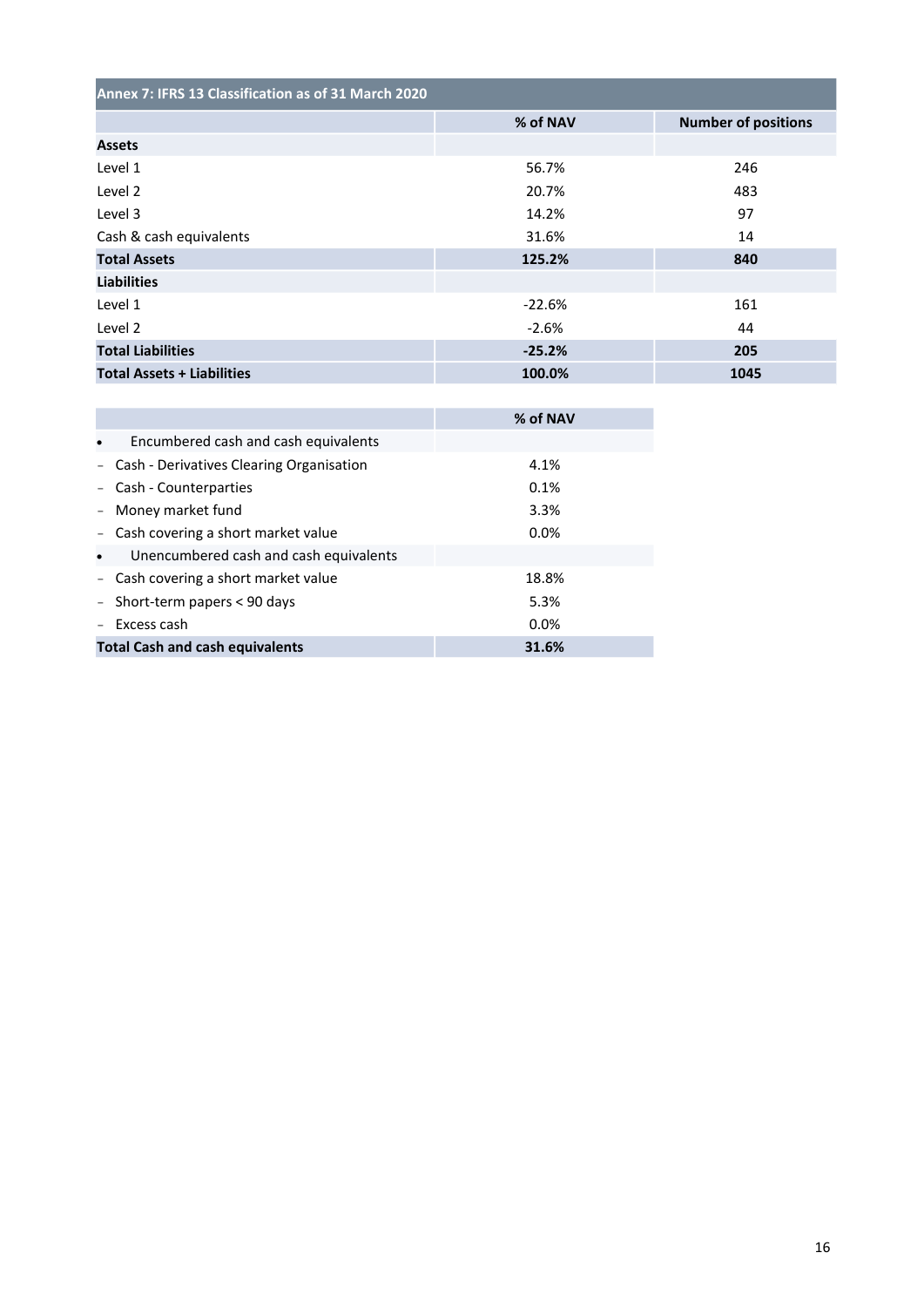| Annex 7: IFRS 13 Classification as of 31 March 2020 | % of NAV | Number of positions |
|---|---|---|
| **Assets** | | |
| Level 1 | 56.7% | 246 |
| Level 2 | 20.7% | 483 |
| Level 3 | 14.2% | 97 |
| Cash & cash equivalents | 31.6% | 14 |
| **Total Assets** | **125.2%** | **840** |
| **Liabilities** | | |
| Level 1 | -22.6% | 161 |
| Level 2 | -2.6% | 44 |
| **Total Liabilities** | **-25.2%** | **205** |
| **Total Assets + Liabilities** | **100.0%** | **1045** |

| | % of NAV |
|---|---|
| • Encumbered cash and cash equivalents | |
| - Cash - Derivatives Clearing Organisation | 4.1% |
| - Cash - Counterparties | 0.1% |
| - Money market fund | 3.3% |
| - Cash covering a short market value | 0.0% |
| • Unencumbered cash and cash equivalents | |
| - Cash covering a short market value | 18.8% |
| - Short-term papers < 90 days | 5.3% |
| - Excess cash | 0.0% |
| **Total Cash and cash equivalents** | **31.6%** |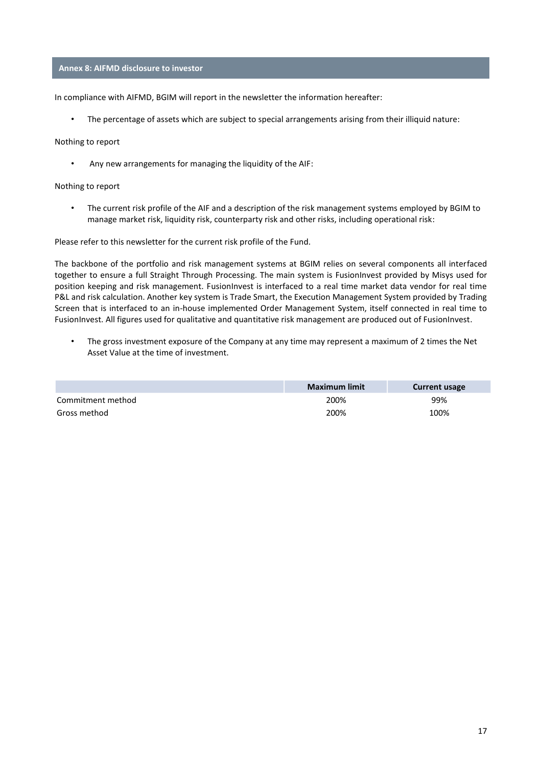## Annex 8: AIFMD disclosure to investor

In compliance with AIFMD, BGIM will report in the newsletter the information hereafter:

- The percentage of assets which are subject to special arrangements arising from their illiquid nature:

Nothing to report

- Any new arrangements for managing the liquidity of the AIF:

Nothing to report

- The current risk profile of the AIF and a description of the risk management systems employed by BGIM to manage market risk, liquidity risk, counterparty risk and other risks, including operational risk:

Please refer to this newsletter for the current risk profile of the Fund.

The backbone of the portfolio and risk management systems at BGIM relies on several components all interfaced together to ensure a full Straight Through Processing. The main system is FusionInvest provided by Misys used for position keeping and risk management. FusionInvest is interfaced to a real time market data vendor for real time P&L and risk calculation. Another key system is Trade Smart, the Execution Management System provided by Trading Screen that is interfaced to an in-house implemented Order Management System, itself connected in real time to FusionInvest. All figures used for qualitative and quantitative risk management are produced out of FusionInvest.

- The gross investment exposure of the Company at any time may represent a maximum of 2 times the Net Asset Value at the time of investment.

| | Maximum limit | Current usage |
|---|---|---|
| Commitment method | 200% | 99% |
| Gross method | 200% | 100% |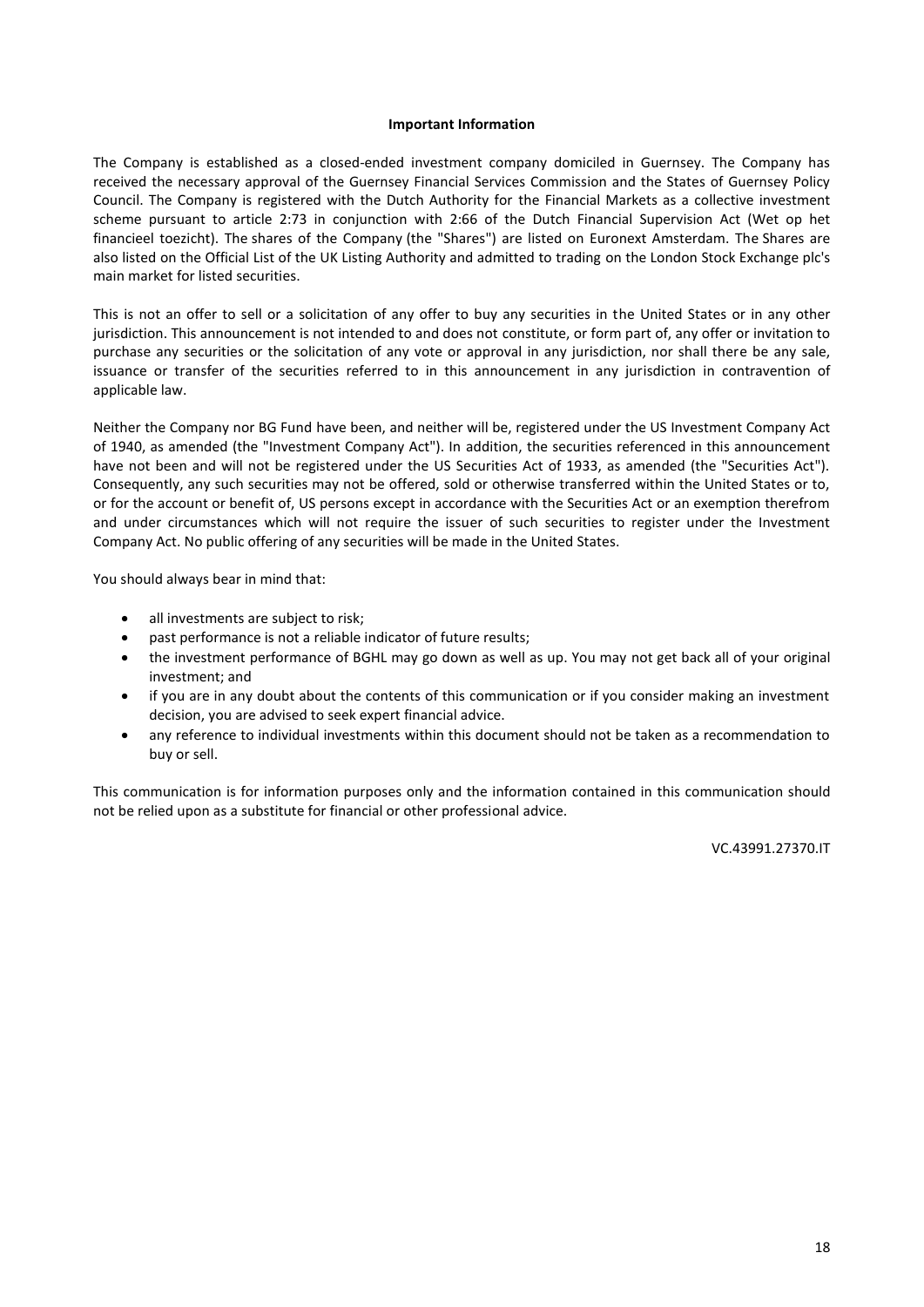**Important Information**

The Company is established as a closed-ended investment company domiciled in Guernsey. The Company has received the necessary approval of the Guernsey Financial Services Commission and the States of Guernsey Policy Council. The Company is registered with the Dutch Authority for the Financial Markets as a collective investment scheme pursuant to article 2:73 in conjunction with 2:66 of the Dutch Financial Supervision Act (Wet op het financieel toezicht). The shares of the Company (the "Shares") are listed on Euronext Amsterdam. The Shares are also listed on the Official List of the UK Listing Authority and admitted to trading on the London Stock Exchange plc's main market for listed securities.

This is not an offer to sell or a solicitation of any offer to buy any securities in the United States or in any other jurisdiction. This announcement is not intended to and does not constitute, or form part of, any offer or invitation to purchase any securities or the solicitation of any vote or approval in any jurisdiction, nor shall there be any sale, issuance or transfer of the securities referred to in this announcement in any jurisdiction in contravention of applicable law.

Neither the Company nor BG Fund have been, and neither will be, registered under the US Investment Company Act of 1940, as amended (the "Investment Company Act"). In addition, the securities referenced in this announcement have not been and will not be registered under the US Securities Act of 1933, as amended (the "Securities Act"). Consequently, any such securities may not be offered, sold or otherwise transferred within the United States or to, or for the account or benefit of, US persons except in accordance with the Securities Act or an exemption therefrom and under circumstances which will not require the issuer of such securities to register under the Investment Company Act. No public offering of any securities will be made in the United States.

You should always bear in mind that:

- all investments are subject to risk;
- past performance is not a reliable indicator of future results;
- the investment performance of BGHL may go down as well as up. You may not get back all of your original investment; and
- if you are in any doubt about the contents of this communication or if you consider making an investment decision, you are advised to seek expert financial advice.
- any reference to individual investments within this document should not be taken as a recommendation to buy or sell.

This communication is for information purposes only and the information contained in this communication should not be relied upon as a substitute for financial or other professional advice.

VC.43991.27370.IT